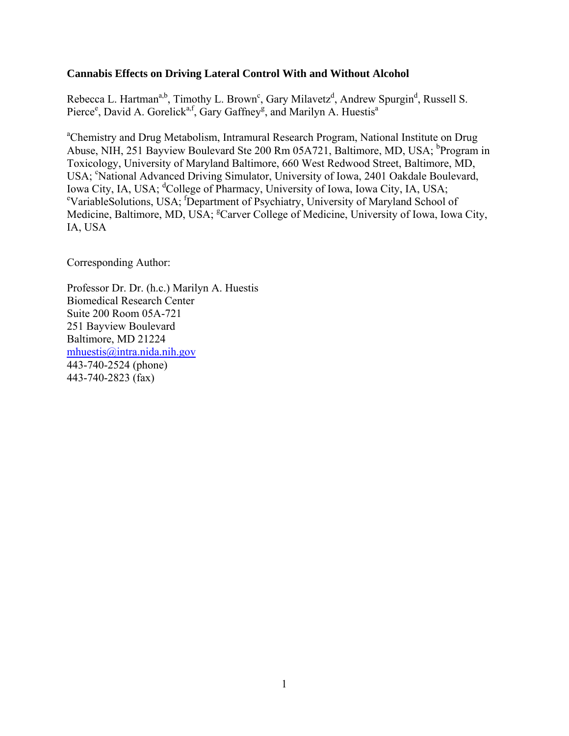# Cannabis Effects on Driving Lateral Control With and Without Alcohol

Rebecca L. Hartman[a,b], Timothy L. Brown[c], Gary Milavetz[d], Andrew Spurgin[d], Russell S. Pierce[e], David A. Gorelick[a,f], Gary Gaffney[g], and Marilyn A. Huestis[a]

[a]Chemistry and Drug Metabolism, Intramural Research Program, National Institute on Drug Abuse, NIH, 251 Bayview Boulevard Ste 200 Rm 05A721, Baltimore, MD, USA; [b]Program in Toxicology, University of Maryland Baltimore, 660 West Redwood Street, Baltimore, MD, USA; [c]National Advanced Driving Simulator, University of Iowa, 2401 Oakdale Boulevard, Iowa City, IA, USA; [d]College of Pharmacy, University of Iowa, Iowa City, IA, USA; [e]VariableSolutions, USA; [f]Department of Psychiatry, University of Maryland School of Medicine, Baltimore, MD, USA; [g]Carver College of Medicine, University of Iowa, Iowa City, IA, USA

Corresponding Author:

Professor Dr. Dr. (h.c.) Marilyn A. Huestis
Biomedical Research Center
Suite 200 Room 05A-721
251 Bayview Boulevard
Baltimore, MD 21224
mhuestis@intra.nida.nih.gov
443-740-2524 (phone)
443-740-2823 (fax)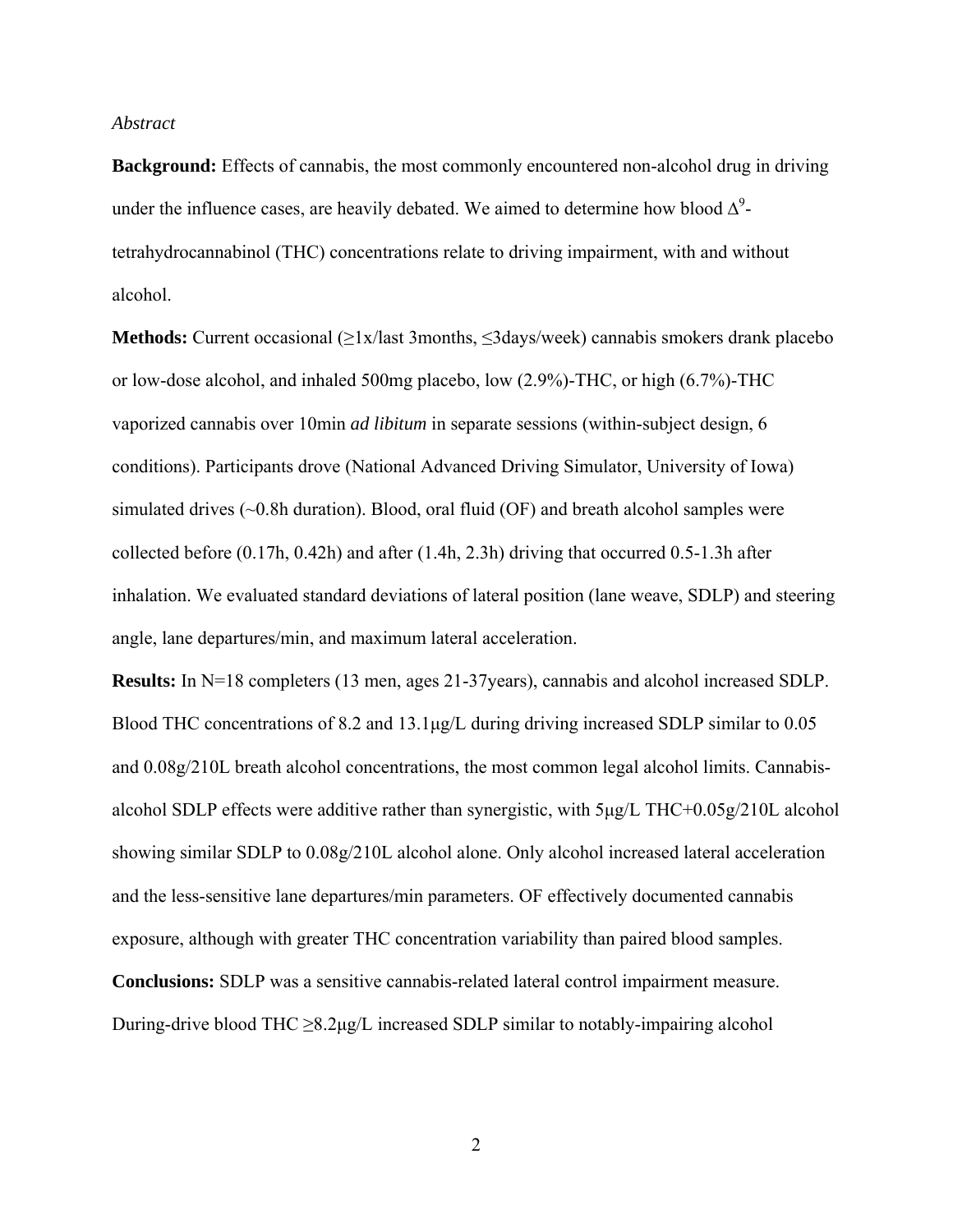*Abstract*

**Background:** Effects of cannabis, the most commonly encountered non-alcohol drug in driving under the influence cases, are heavily debated. We aimed to determine how blood $\Delta^9$-tetrahydrocannabinol (THC) concentrations relate to driving impairment, with and without alcohol.

**Methods:** Current occasional (≥1x/last 3months, ≤3days/week) cannabis smokers drank placebo or low-dose alcohol, and inhaled 500mg placebo, low (2.9%)-THC, or high (6.7%)-THC vaporized cannabis over 10min *ad libitum* in separate sessions (within-subject design, 6 conditions). Participants drove (National Advanced Driving Simulator, University of Iowa) simulated drives (~0.8h duration). Blood, oral fluid (OF) and breath alcohol samples were collected before (0.17h, 0.42h) and after (1.4h, 2.3h) driving that occurred 0.5-1.3h after inhalation. We evaluated standard deviations of lateral position (lane weave, SDLP) and steering angle, lane departures/min, and maximum lateral acceleration.

**Results:** In N=18 completers (13 men, ages 21-37years), cannabis and alcohol increased SDLP. Blood THC concentrations of 8.2 and 13.1μg/L during driving increased SDLP similar to 0.05 and 0.08g/210L breath alcohol concentrations, the most common legal alcohol limits. Cannabis-alcohol SDLP effects were additive rather than synergistic, with 5μg/L THC+0.05g/210L alcohol showing similar SDLP to 0.08g/210L alcohol alone. Only alcohol increased lateral acceleration and the less-sensitive lane departures/min parameters. OF effectively documented cannabis exposure, although with greater THC concentration variability than paired blood samples.

**Conclusions:** SDLP was a sensitive cannabis-related lateral control impairment measure. During-drive blood THC ≥8.2μg/L increased SDLP similar to notably-impairing alcohol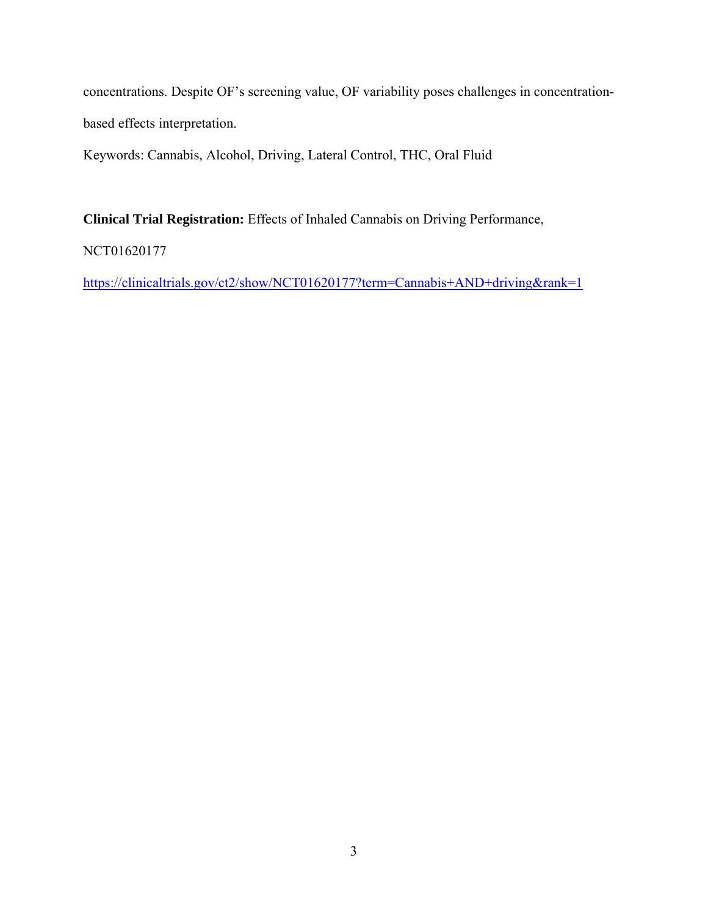concentrations. Despite OF's screening value, OF variability poses challenges in concentration-based effects interpretation.

Keywords: Cannabis, Alcohol, Driving, Lateral Control, THC, Oral Fluid

**Clinical Trial Registration:** Effects of Inhaled Cannabis on Driving Performance, NCT01620177

https://clinicaltrials.gov/ct2/show/NCT01620177?term=Cannabis+AND+driving&rank=1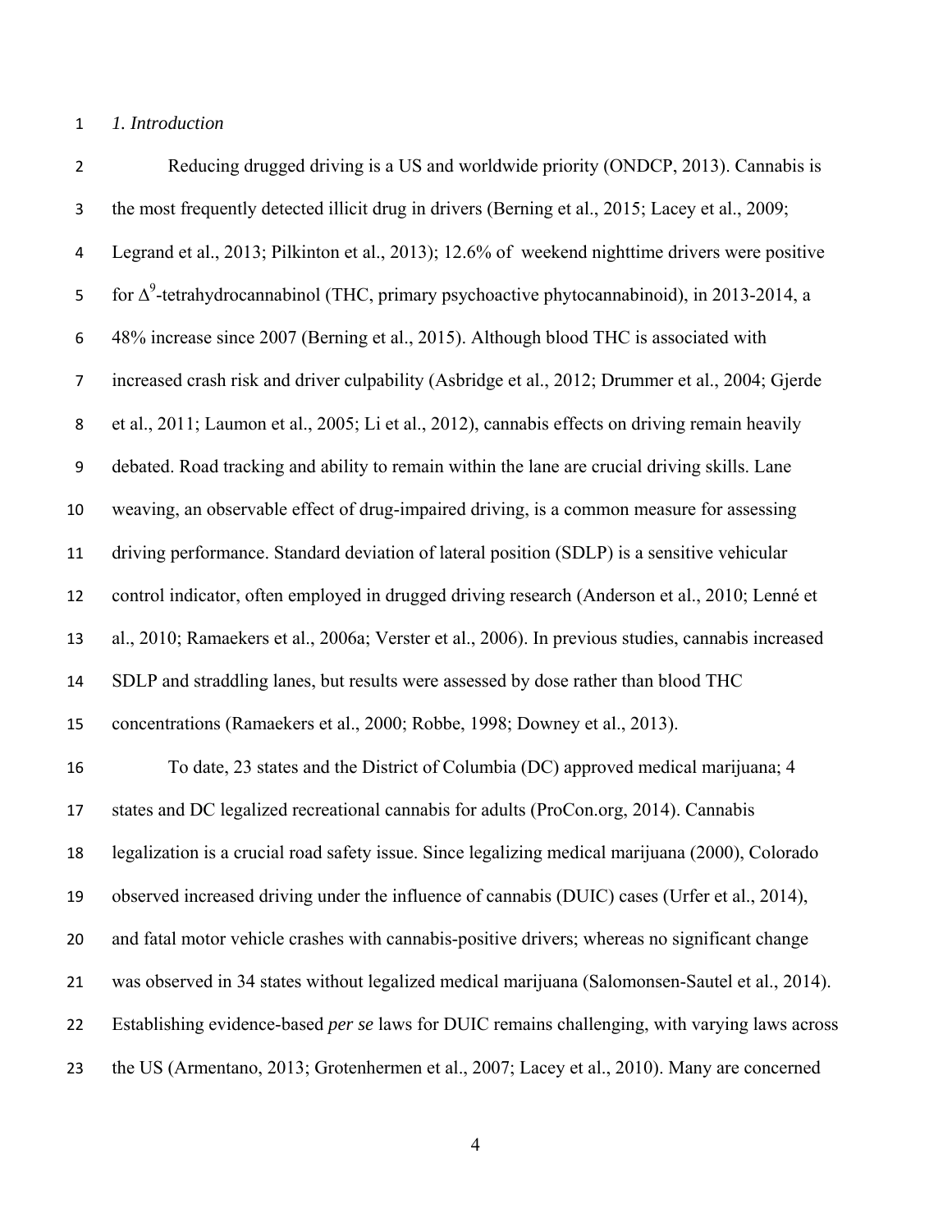*1. Introduction*

Reducing drugged driving is a US and worldwide priority (ONDCP, 2013). Cannabis is the most frequently detected illicit drug in drivers (Berning et al., 2015; Lacey et al., 2009; Legrand et al., 2013; Pilkinton et al., 2013); 12.6% of weekend nighttime drivers were positive for $\Delta^9$-tetrahydrocannabinol (THC, primary psychoactive phytocannabinoid), in 2013-2014, a 48% increase since 2007 (Berning et al., 2015). Although blood THC is associated with increased crash risk and driver culpability (Asbridge et al., 2012; Drummer et al., 2004; Gjerde et al., 2011; Laumon et al., 2005; Li et al., 2012), cannabis effects on driving remain heavily debated. Road tracking and ability to remain within the lane are crucial driving skills. Lane weaving, an observable effect of drug-impaired driving, is a common measure for assessing driving performance. Standard deviation of lateral position (SDLP) is a sensitive vehicular control indicator, often employed in drugged driving research (Anderson et al., 2010; Lenné et al., 2010; Ramaekers et al., 2006a; Verster et al., 2006). In previous studies, cannabis increased SDLP and straddling lanes, but results were assessed by dose rather than blood THC concentrations (Ramaekers et al., 2000; Robbe, 1998; Downey et al., 2013).

To date, 23 states and the District of Columbia (DC) approved medical marijuana; 4 states and DC legalized recreational cannabis for adults (ProCon.org, 2014). Cannabis legalization is a crucial road safety issue. Since legalizing medical marijuana (2000), Colorado observed increased driving under the influence of cannabis (DUIC) cases (Urfer et al., 2014), and fatal motor vehicle crashes with cannabis-positive drivers; whereas no significant change was observed in 34 states without legalized medical marijuana (Salomonsen-Sautel et al., 2014). Establishing evidence-based *per se* laws for DUIC remains challenging, with varying laws across the US (Armentano, 2013; Grotenhermen et al., 2007; Lacey et al., 2010). Many are concerned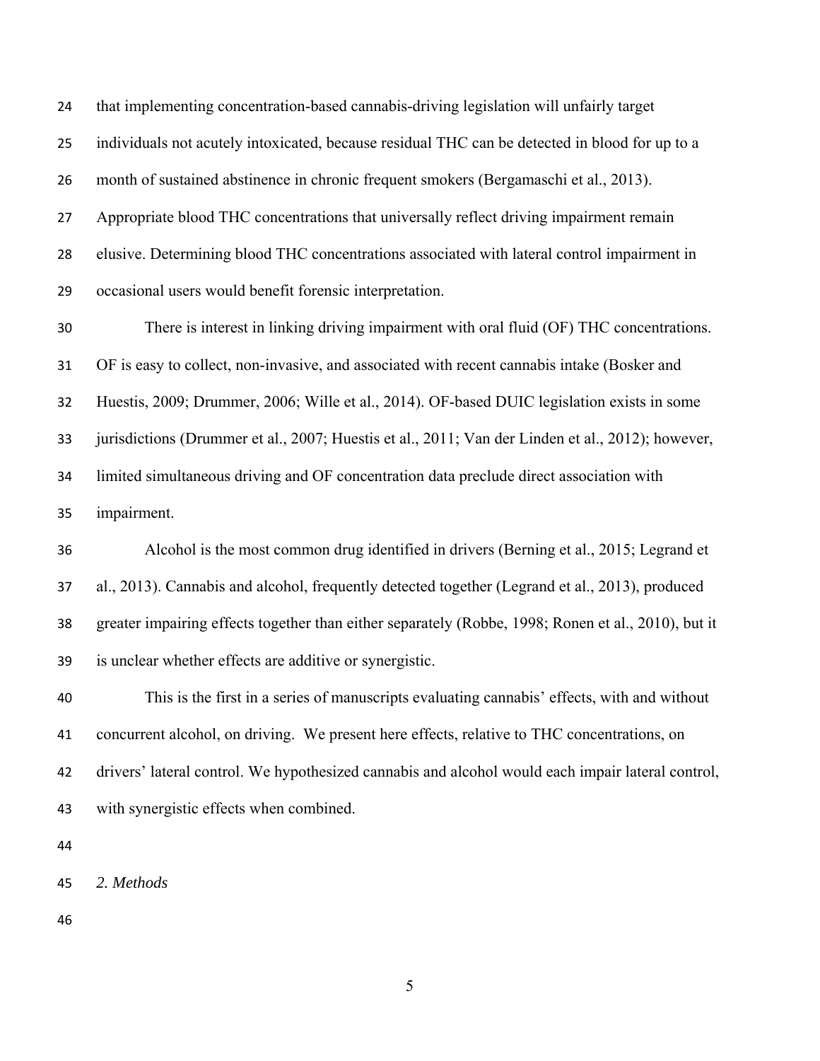that implementing concentration-based cannabis-driving legislation will unfairly target individuals not acutely intoxicated, because residual THC can be detected in blood for up to a month of sustained abstinence in chronic frequent smokers (Bergamaschi et al., 2013). Appropriate blood THC concentrations that universally reflect driving impairment remain elusive. Determining blood THC concentrations associated with lateral control impairment in occasional users would benefit forensic interpretation.

There is interest in linking driving impairment with oral fluid (OF) THC concentrations. OF is easy to collect, non-invasive, and associated with recent cannabis intake (Bosker and Huestis, 2009; Drummer, 2006; Wille et al., 2014). OF-based DUIC legislation exists in some jurisdictions (Drummer et al., 2007; Huestis et al., 2011; Van der Linden et al., 2012); however, limited simultaneous driving and OF concentration data preclude direct association with impairment.

Alcohol is the most common drug identified in drivers (Berning et al., 2015; Legrand et al., 2013). Cannabis and alcohol, frequently detected together (Legrand et al., 2013), produced greater impairing effects together than either separately (Robbe, 1998; Ronen et al., 2010), but it is unclear whether effects are additive or synergistic.

This is the first in a series of manuscripts evaluating cannabis' effects, with and without concurrent alcohol, on driving. We present here effects, relative to THC concentrations, on drivers' lateral control. We hypothesized cannabis and alcohol would each impair lateral control, with synergistic effects when combined.

## *2. Methods*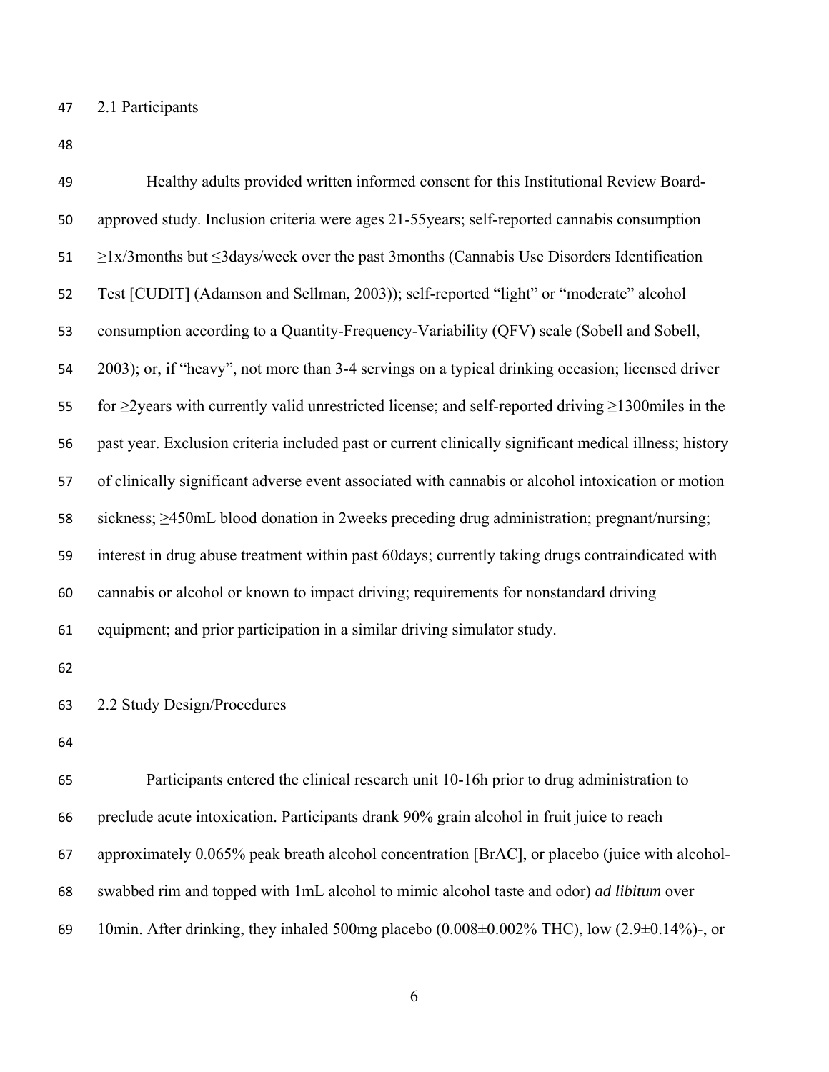## 2.1 Participants

Healthy adults provided written informed consent for this Institutional Review Board-approved study. Inclusion criteria were ages 21-55years; self-reported cannabis consumption ≥1x/3months but ≤3days/week over the past 3months (Cannabis Use Disorders Identification Test [CUDIT] (Adamson and Sellman, 2003)); self-reported "light" or "moderate" alcohol consumption according to a Quantity-Frequency-Variability (QFV) scale (Sobell and Sobell, 2003); or, if "heavy", not more than 3-4 servings on a typical drinking occasion; licensed driver for ≥2years with currently valid unrestricted license; and self-reported driving ≥1300miles in the past year. Exclusion criteria included past or current clinically significant medical illness; history of clinically significant adverse event associated with cannabis or alcohol intoxication or motion sickness; ≥450mL blood donation in 2weeks preceding drug administration; pregnant/nursing; interest in drug abuse treatment within past 60days; currently taking drugs contraindicated with cannabis or alcohol or known to impact driving; requirements for nonstandard driving equipment; and prior participation in a similar driving simulator study.

## 2.2 Study Design/Procedures

Participants entered the clinical research unit 10-16h prior to drug administration to preclude acute intoxication. Participants drank 90% grain alcohol in fruit juice to reach approximately 0.065% peak breath alcohol concentration [BrAC], or placebo (juice with alcohol-swabbed rim and topped with 1mL alcohol to mimic alcohol taste and odor) *ad libitum* over 10min. After drinking, they inhaled 500mg placebo (0.008±0.002% THC), low (2.9±0.14%)-, or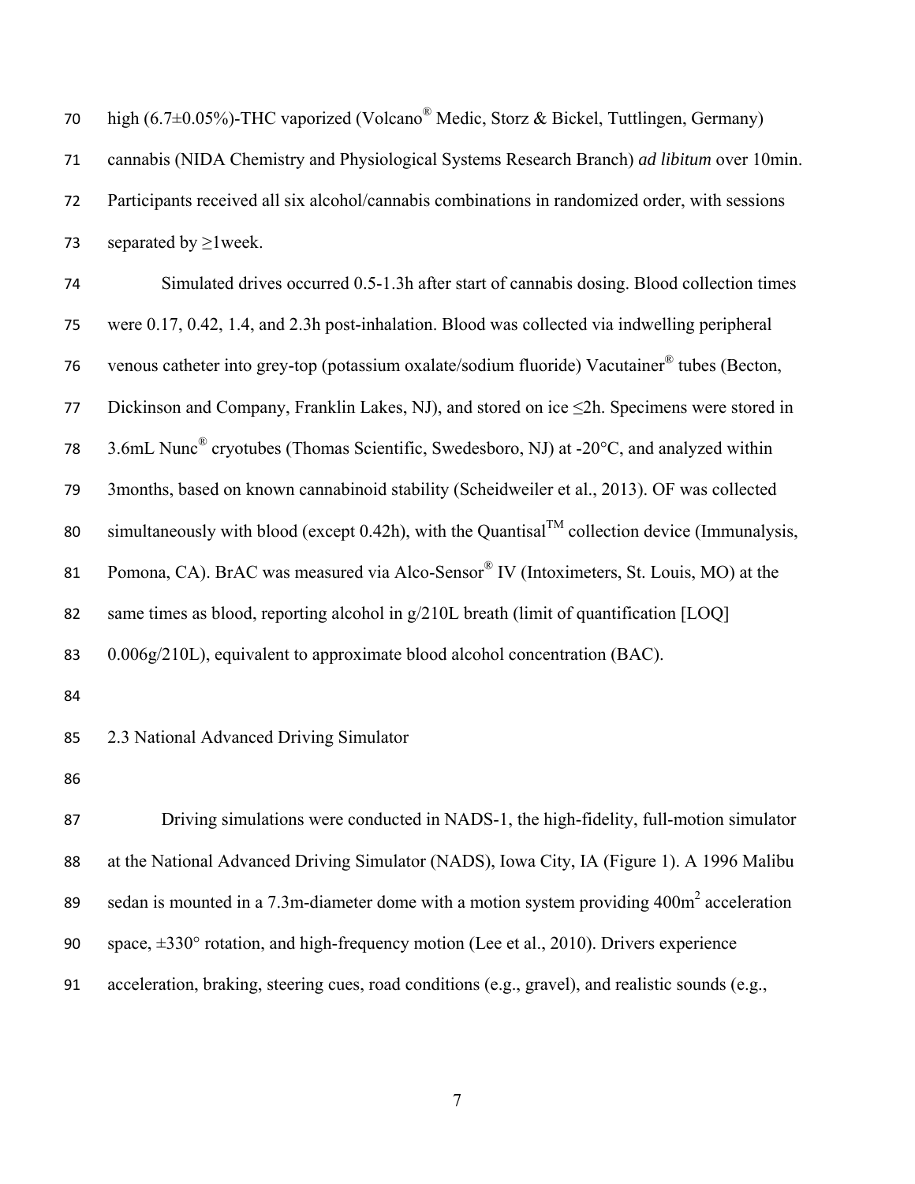high (6.7±0.05%)-THC vaporized (Volcano® Medic, Storz & Bickel, Tuttlingen, Germany) cannabis (NIDA Chemistry and Physiological Systems Research Branch) *ad libitum* over 10min. Participants received all six alcohol/cannabis combinations in randomized order, with sessions separated by ≥1week.

Simulated drives occurred 0.5-1.3h after start of cannabis dosing. Blood collection times were 0.17, 0.42, 1.4, and 2.3h post-inhalation. Blood was collected via indwelling peripheral venous catheter into grey-top (potassium oxalate/sodium fluoride) Vacutainer® tubes (Becton, Dickinson and Company, Franklin Lakes, NJ), and stored on ice ≤2h. Specimens were stored in 3.6mL Nunc® cryotubes (Thomas Scientific, Swedesboro, NJ) at -20°C, and analyzed within 3months, based on known cannabinoid stability (Scheidweiler et al., 2013). OF was collected simultaneously with blood (except 0.42h), with the Quantisal™ collection device (Immunalysis, Pomona, CA). BrAC was measured via Alco-Sensor® IV (Intoximeters, St. Louis, MO) at the same times as blood, reporting alcohol in g/210L breath (limit of quantification [LOQ] 0.006g/210L), equivalent to approximate blood alcohol concentration (BAC).

## 2.3 National Advanced Driving Simulator

Driving simulations were conducted in NADS-1, the high-fidelity, full-motion simulator at the National Advanced Driving Simulator (NADS), Iowa City, IA (Figure 1). A 1996 Malibu sedan is mounted in a 7.3m-diameter dome with a motion system providing 400m$^2$ acceleration space, ±330° rotation, and high-frequency motion (Lee et al., 2010). Drivers experience acceleration, braking, steering cues, road conditions (e.g., gravel), and realistic sounds (e.g.,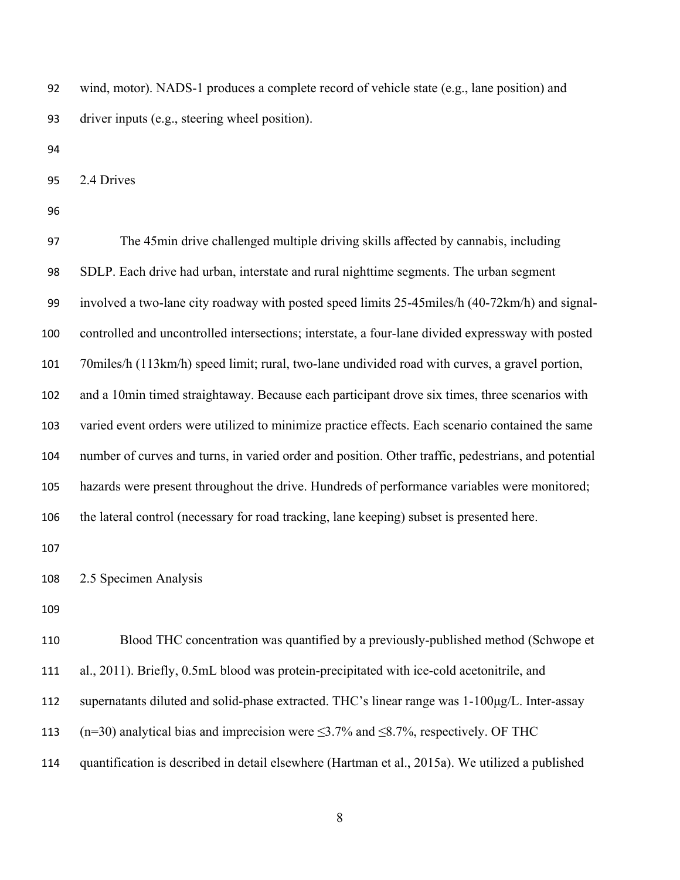wind, motor). NADS-1 produces a complete record of vehicle state (e.g., lane position) and driver inputs (e.g., steering wheel position).

## 2.4 Drives

The 45min drive challenged multiple driving skills affected by cannabis, including SDLP. Each drive had urban, interstate and rural nighttime segments. The urban segment involved a two-lane city roadway with posted speed limits 25-45miles/h (40-72km/h) and signal-controlled and uncontrolled intersections; interstate, a four-lane divided expressway with posted 70miles/h (113km/h) speed limit; rural, two-lane undivided road with curves, a gravel portion, and a 10min timed straightaway. Because each participant drove six times, three scenarios with varied event orders were utilized to minimize practice effects. Each scenario contained the same number of curves and turns, in varied order and position. Other traffic, pedestrians, and potential hazards were present throughout the drive. Hundreds of performance variables were monitored; the lateral control (necessary for road tracking, lane keeping) subset is presented here.

## 2.5 Specimen Analysis

Blood THC concentration was quantified by a previously-published method (Schwope et al., 2011). Briefly, 0.5mL blood was protein-precipitated with ice-cold acetonitrile, and supernatants diluted and solid-phase extracted. THC's linear range was 1-100µg/L. Inter-assay (n=30) analytical bias and imprecision were ≤3.7% and ≤8.7%, respectively. OF THC quantification is described in detail elsewhere (Hartman et al., 2015a). We utilized a published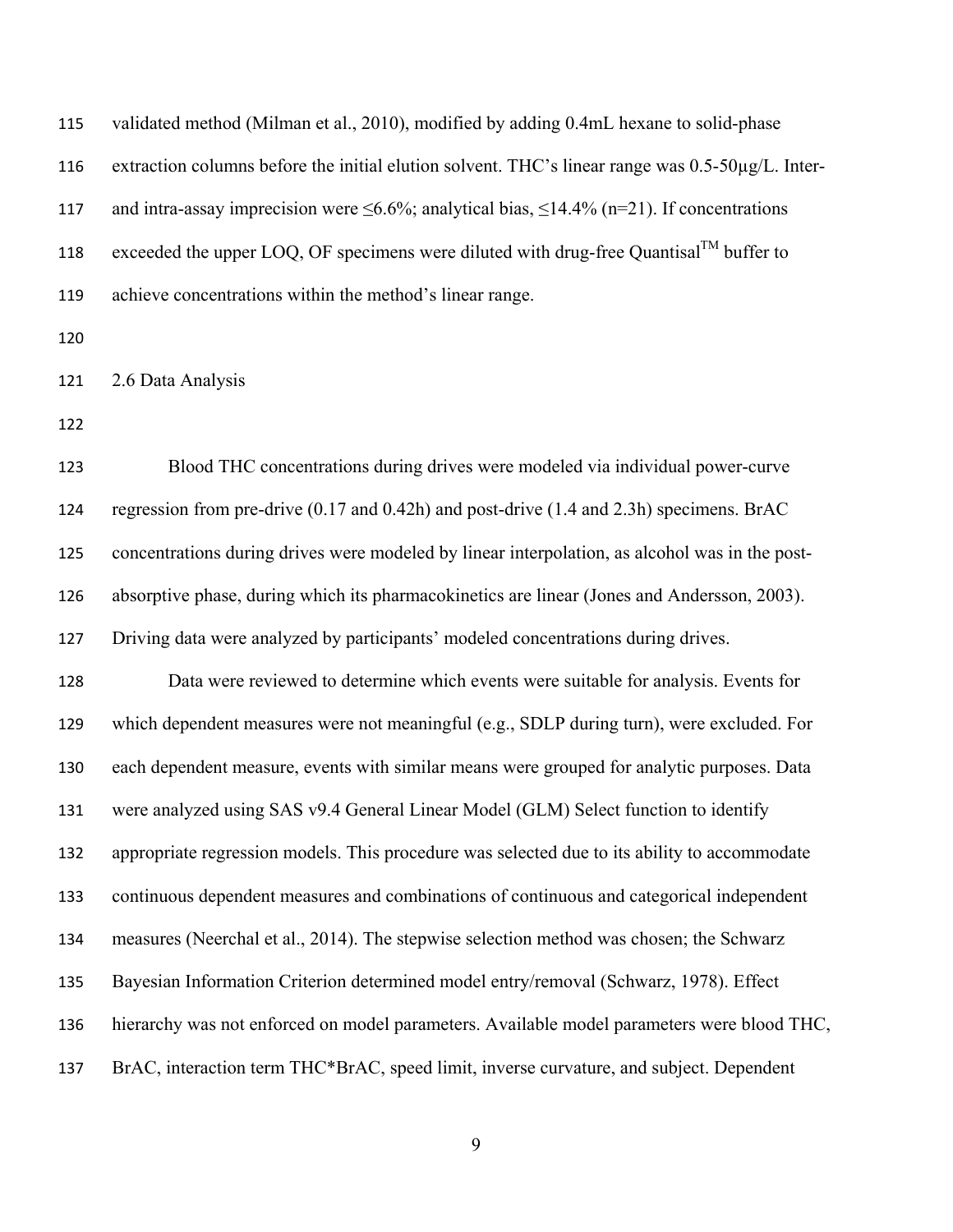validated method (Milman et al., 2010), modified by adding 0.4mL hexane to solid-phase extraction columns before the initial elution solvent. THC's linear range was 0.5-50µg/L. Inter- and intra-assay imprecision were ≤6.6%; analytical bias, ≤14.4% (n=21). If concentrations exceeded the upper LOQ, OF specimens were diluted with drug-free Quantisal™ buffer to achieve concentrations within the method's linear range.

## 2.6 Data Analysis

Blood THC concentrations during drives were modeled via individual power-curve regression from pre-drive (0.17 and 0.42h) and post-drive (1.4 and 2.3h) specimens. BrAC concentrations during drives were modeled by linear interpolation, as alcohol was in the post-absorptive phase, during which its pharmacokinetics are linear (Jones and Andersson, 2003). Driving data were analyzed by participants' modeled concentrations during drives.

Data were reviewed to determine which events were suitable for analysis. Events for which dependent measures were not meaningful (e.g., SDLP during turn), were excluded. For each dependent measure, events with similar means were grouped for analytic purposes. Data were analyzed using SAS v9.4 General Linear Model (GLM) Select function to identify appropriate regression models. This procedure was selected due to its ability to accommodate continuous dependent measures and combinations of continuous and categorical independent measures (Neerchal et al., 2014). The stepwise selection method was chosen; the Schwarz Bayesian Information Criterion determined model entry/removal (Schwarz, 1978). Effect hierarchy was not enforced on model parameters. Available model parameters were blood THC, BrAC, interaction term THC*BrAC, speed limit, inverse curvature, and subject. Dependent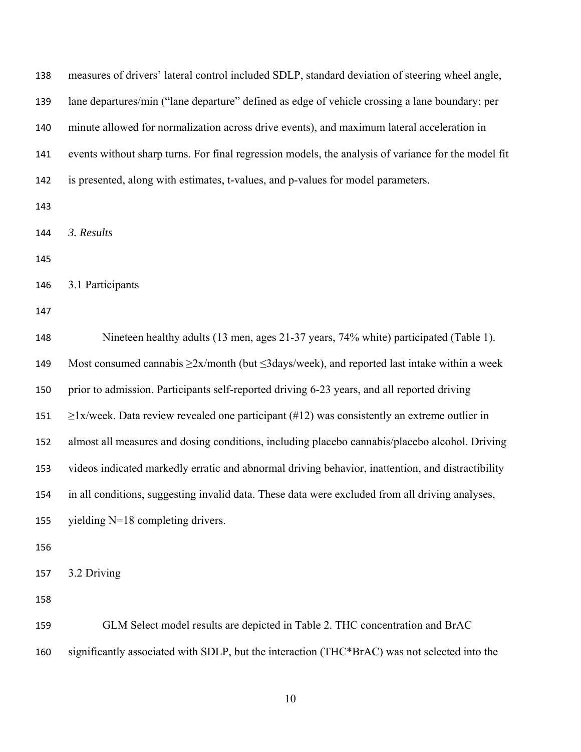measures of drivers' lateral control included SDLP, standard deviation of steering wheel angle, lane departures/min ("lane departure" defined as edge of vehicle crossing a lane boundary; per minute allowed for normalization across drive events), and maximum lateral acceleration in events without sharp turns. For final regression models, the analysis of variance for the model fit is presented, along with estimates, t-values, and p-values for model parameters.

## *3. Results*

### 3.1 Participants

Nineteen healthy adults (13 men, ages 21-37 years, 74% white) participated (Table 1). Most consumed cannabis $\geq$2x/month (but $\leq$3days/week), and reported last intake within a week prior to admission. Participants self-reported driving 6-23 years, and all reported driving $\geq$1x/week. Data review revealed one participant (#12) was consistently an extreme outlier in almost all measures and dosing conditions, including placebo cannabis/placebo alcohol. Driving videos indicated markedly erratic and abnormal driving behavior, inattention, and distractibility in all conditions, suggesting invalid data. These data were excluded from all driving analyses, yielding N=18 completing drivers.

### 3.2 Driving

GLM Select model results are depicted in Table 2. THC concentration and BrAC significantly associated with SDLP, but the interaction (THC*BrAC) was not selected into the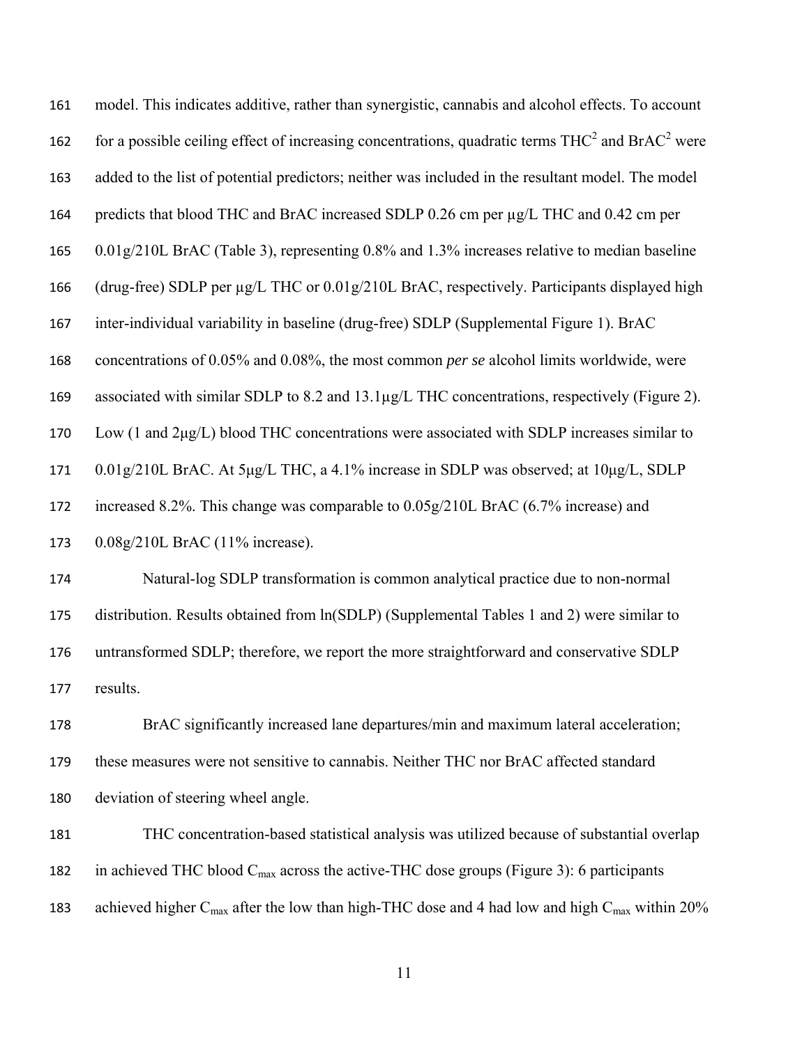model. This indicates additive, rather than synergistic, cannabis and alcohol effects. To account for a possible ceiling effect of increasing concentrations, quadratic terms $THC^2$ and $BrAC^2$ were added to the list of potential predictors; neither was included in the resultant model. The model predicts that blood THC and BrAC increased SDLP 0.26 cm per µg/L THC and 0.42 cm per 0.01g/210L BrAC (Table 3), representing 0.8% and 1.3% increases relative to median baseline (drug-free) SDLP per µg/L THC or 0.01g/210L BrAC, respectively. Participants displayed high inter-individual variability in baseline (drug-free) SDLP (Supplemental Figure 1). BrAC concentrations of 0.05% and 0.08%, the most common *per se* alcohol limits worldwide, were associated with similar SDLP to 8.2 and 13.1µg/L THC concentrations, respectively (Figure 2). Low (1 and 2µg/L) blood THC concentrations were associated with SDLP increases similar to 0.01g/210L BrAC. At 5µg/L THC, a 4.1% increase in SDLP was observed; at 10µg/L, SDLP increased 8.2%. This change was comparable to 0.05g/210L BrAC (6.7% increase) and 0.08g/210L BrAC (11% increase).

Natural-log SDLP transformation is common analytical practice due to non-normal distribution. Results obtained from ln(SDLP) (Supplemental Tables 1 and 2) were similar to untransformed SDLP; therefore, we report the more straightforward and conservative SDLP results.

BrAC significantly increased lane departures/min and maximum lateral acceleration; these measures were not sensitive to cannabis. Neither THC nor BrAC affected standard deviation of steering wheel angle.

THC concentration-based statistical analysis was utilized because of substantial overlap in achieved THC blood $C_{max}$ across the active-THC dose groups (Figure 3): 6 participants achieved higher $C_{max}$ after the low than high-THC dose and 4 had low and high $C_{max}$ within 20%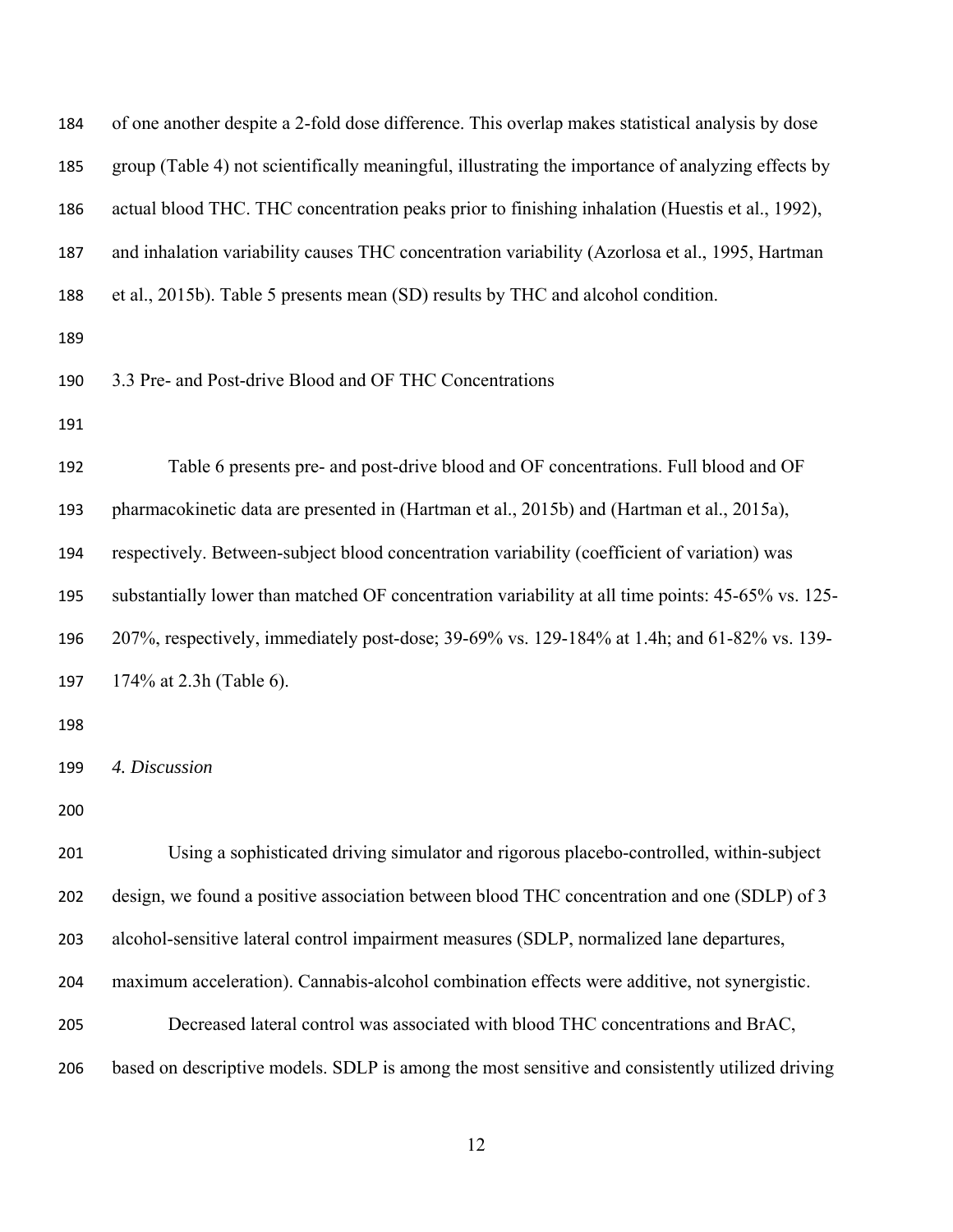of one another despite a 2-fold dose difference. This overlap makes statistical analysis by dose group (Table 4) not scientifically meaningful, illustrating the importance of analyzing effects by actual blood THC. THC concentration peaks prior to finishing inhalation (Huestis et al., 1992), and inhalation variability causes THC concentration variability (Azorlosa et al., 1995, Hartman et al., 2015b). Table 5 presents mean (SD) results by THC and alcohol condition.

3.3 Pre- and Post-drive Blood and OF THC Concentrations

Table 6 presents pre- and post-drive blood and OF concentrations. Full blood and OF pharmacokinetic data are presented in (Hartman et al., 2015b) and (Hartman et al., 2015a), respectively. Between-subject blood concentration variability (coefficient of variation) was substantially lower than matched OF concentration variability at all time points: 45-65% vs. 125-207%, respectively, immediately post-dose; 39-69% vs. 129-184% at 1.4h; and 61-82% vs. 139-174% at 2.3h (Table 6).

## *4. Discussion*

Using a sophisticated driving simulator and rigorous placebo-controlled, within-subject design, we found a positive association between blood THC concentration and one (SDLP) of 3 alcohol-sensitive lateral control impairment measures (SDLP, normalized lane departures, maximum acceleration). Cannabis-alcohol combination effects were additive, not synergistic.

Decreased lateral control was associated with blood THC concentrations and BrAC, based on descriptive models. SDLP is among the most sensitive and consistently utilized driving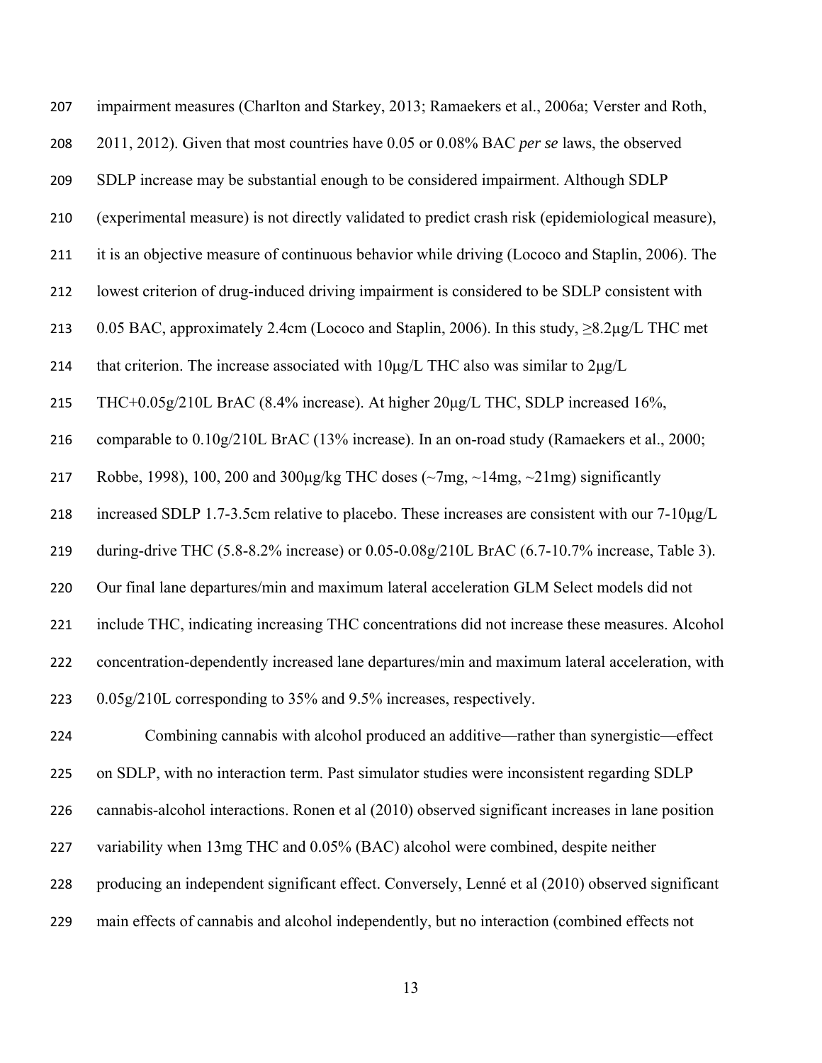impairment measures (Charlton and Starkey, 2013; Ramaekers et al., 2006a; Verster and Roth, 2011, 2012). Given that most countries have 0.05 or 0.08% BAC *per se* laws, the observed SDLP increase may be substantial enough to be considered impairment. Although SDLP (experimental measure) is not directly validated to predict crash risk (epidemiological measure), it is an objective measure of continuous behavior while driving (Lococo and Staplin, 2006). The lowest criterion of drug-induced driving impairment is considered to be SDLP consistent with 0.05 BAC, approximately 2.4cm (Lococo and Staplin, 2006). In this study, ≥8.2μg/L THC met that criterion. The increase associated with 10μg/L THC also was similar to 2μg/L THC+0.05g/210L BrAC (8.4% increase). At higher 20μg/L THC, SDLP increased 16%, comparable to 0.10g/210L BrAC (13% increase). In an on-road study (Ramaekers et al., 2000; Robbe, 1998), 100, 200 and 300μg/kg THC doses (~7mg, ~14mg, ~21mg) significantly increased SDLP 1.7-3.5cm relative to placebo. These increases are consistent with our 7-10μg/L during-drive THC (5.8-8.2% increase) or 0.05-0.08g/210L BrAC (6.7-10.7% increase, Table 3). Our final lane departures/min and maximum lateral acceleration GLM Select models did not include THC, indicating increasing THC concentrations did not increase these measures. Alcohol concentration-dependently increased lane departures/min and maximum lateral acceleration, with 0.05g/210L corresponding to 35% and 9.5% increases, respectively.

Combining cannabis with alcohol produced an additive—rather than synergistic—effect on SDLP, with no interaction term. Past simulator studies were inconsistent regarding SDLP cannabis-alcohol interactions. Ronen et al (2010) observed significant increases in lane position variability when 13mg THC and 0.05% (BAC) alcohol were combined, despite neither producing an independent significant effect. Conversely, Lenné et al (2010) observed significant main effects of cannabis and alcohol independently, but no interaction (combined effects not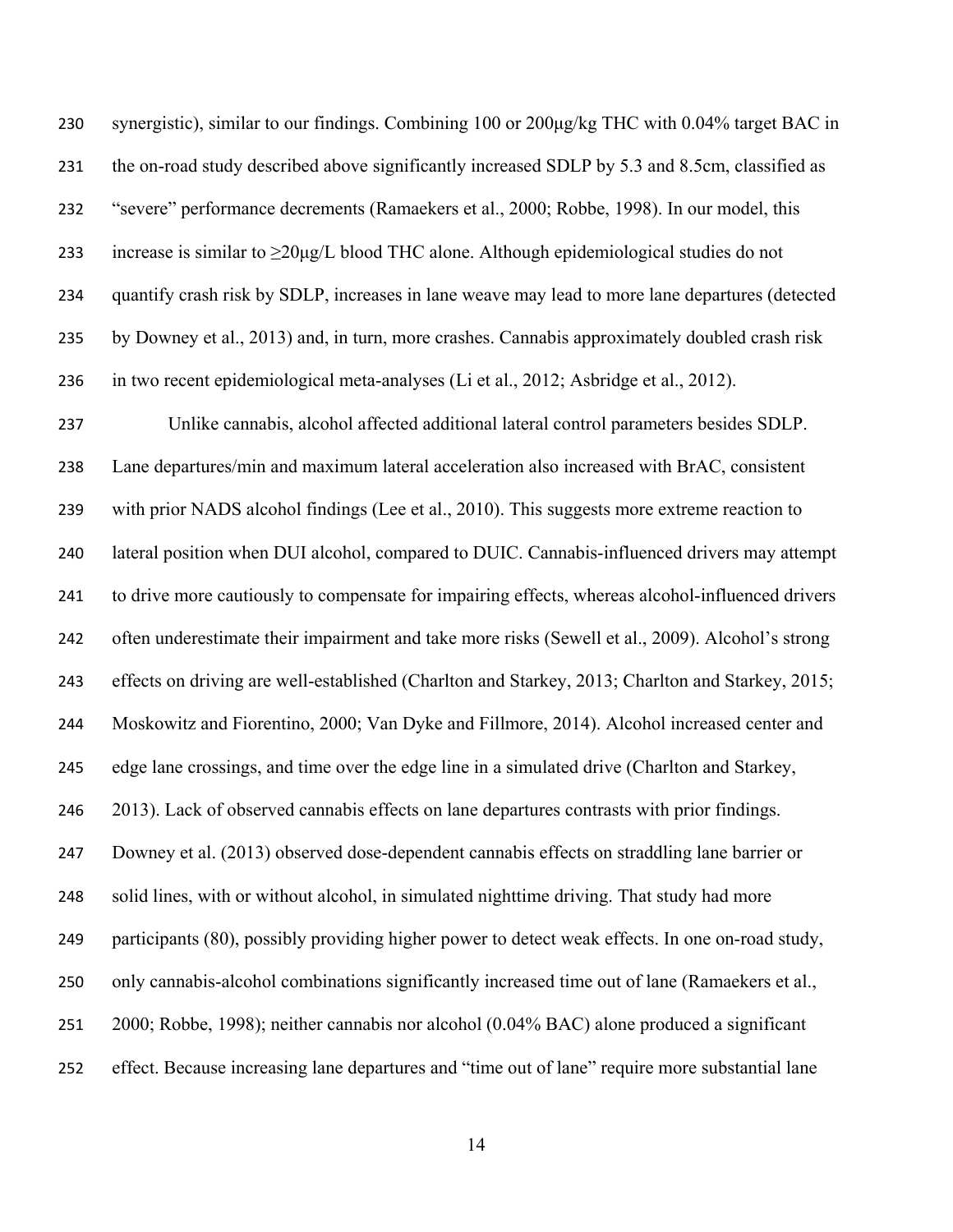synergistic), similar to our findings. Combining 100 or 200μg/kg THC with 0.04% target BAC in the on-road study described above significantly increased SDLP by 5.3 and 8.5cm, classified as "severe" performance decrements (Ramaekers et al., 2000; Robbe, 1998). In our model, this increase is similar to ≥20μg/L blood THC alone. Although epidemiological studies do not quantify crash risk by SDLP, increases in lane weave may lead to more lane departures (detected by Downey et al., 2013) and, in turn, more crashes. Cannabis approximately doubled crash risk in two recent epidemiological meta-analyses (Li et al., 2012; Asbridge et al., 2012).

Unlike cannabis, alcohol affected additional lateral control parameters besides SDLP. Lane departures/min and maximum lateral acceleration also increased with BrAC, consistent with prior NADS alcohol findings (Lee et al., 2010). This suggests more extreme reaction to lateral position when DUI alcohol, compared to DUIC. Cannabis-influenced drivers may attempt to drive more cautiously to compensate for impairing effects, whereas alcohol-influenced drivers often underestimate their impairment and take more risks (Sewell et al., 2009). Alcohol's strong effects on driving are well-established (Charlton and Starkey, 2013; Charlton and Starkey, 2015; Moskowitz and Fiorentino, 2000; Van Dyke and Fillmore, 2014). Alcohol increased center and edge lane crossings, and time over the edge line in a simulated drive (Charlton and Starkey, 2013). Lack of observed cannabis effects on lane departures contrasts with prior findings. Downey et al. (2013) observed dose-dependent cannabis effects on straddling lane barrier or solid lines, with or without alcohol, in simulated nighttime driving. That study had more participants (80), possibly providing higher power to detect weak effects. In one on-road study, only cannabis-alcohol combinations significantly increased time out of lane (Ramaekers et al., 2000; Robbe, 1998); neither cannabis nor alcohol (0.04% BAC) alone produced a significant effect. Because increasing lane departures and "time out of lane" require more substantial lane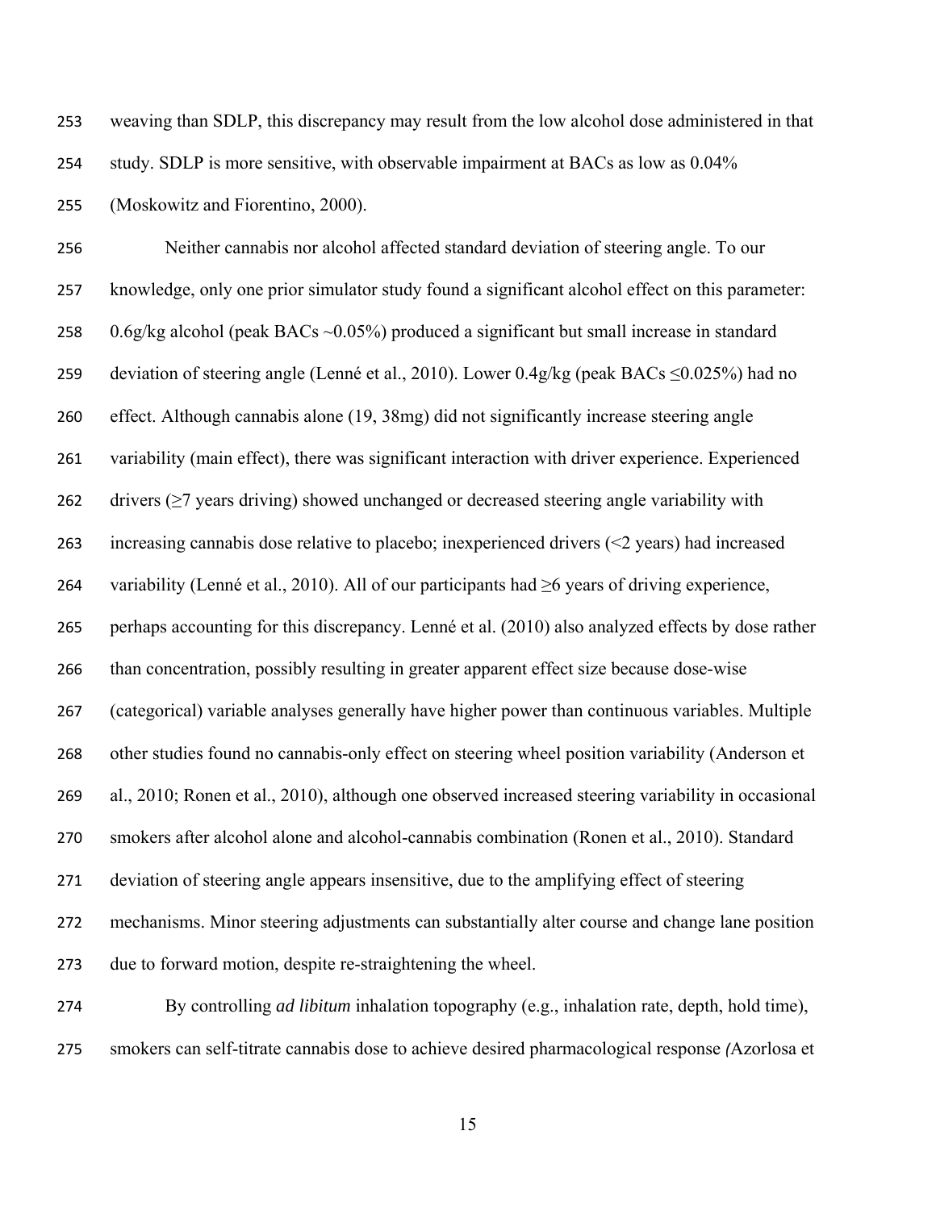weaving than SDLP, this discrepancy may result from the low alcohol dose administered in that study. SDLP is more sensitive, with observable impairment at BACs as low as 0.04% (Moskowitz and Fiorentino, 2000).

Neither cannabis nor alcohol affected standard deviation of steering angle. To our knowledge, only one prior simulator study found a significant alcohol effect on this parameter: 0.6g/kg alcohol (peak BACs ~0.05%) produced a significant but small increase in standard deviation of steering angle (Lenné et al., 2010). Lower 0.4g/kg (peak BACs ≤0.025%) had no effect. Although cannabis alone (19, 38mg) did not significantly increase steering angle variability (main effect), there was significant interaction with driver experience. Experienced drivers (≥7 years driving) showed unchanged or decreased steering angle variability with increasing cannabis dose relative to placebo; inexperienced drivers (<2 years) had increased variability (Lenné et al., 2010). All of our participants had ≥6 years of driving experience, perhaps accounting for this discrepancy. Lenné et al. (2010) also analyzed effects by dose rather than concentration, possibly resulting in greater apparent effect size because dose-wise (categorical) variable analyses generally have higher power than continuous variables. Multiple other studies found no cannabis-only effect on steering wheel position variability (Anderson et al., 2010; Ronen et al., 2010), although one observed increased steering variability in occasional smokers after alcohol alone and alcohol-cannabis combination (Ronen et al., 2010). Standard deviation of steering angle appears insensitive, due to the amplifying effect of steering mechanisms. Minor steering adjustments can substantially alter course and change lane position due to forward motion, despite re-straightening the wheel.

By controlling *ad libitum* inhalation topography (e.g., inhalation rate, depth, hold time), smokers can self-titrate cannabis dose to achieve desired pharmacological response (Azorlosa et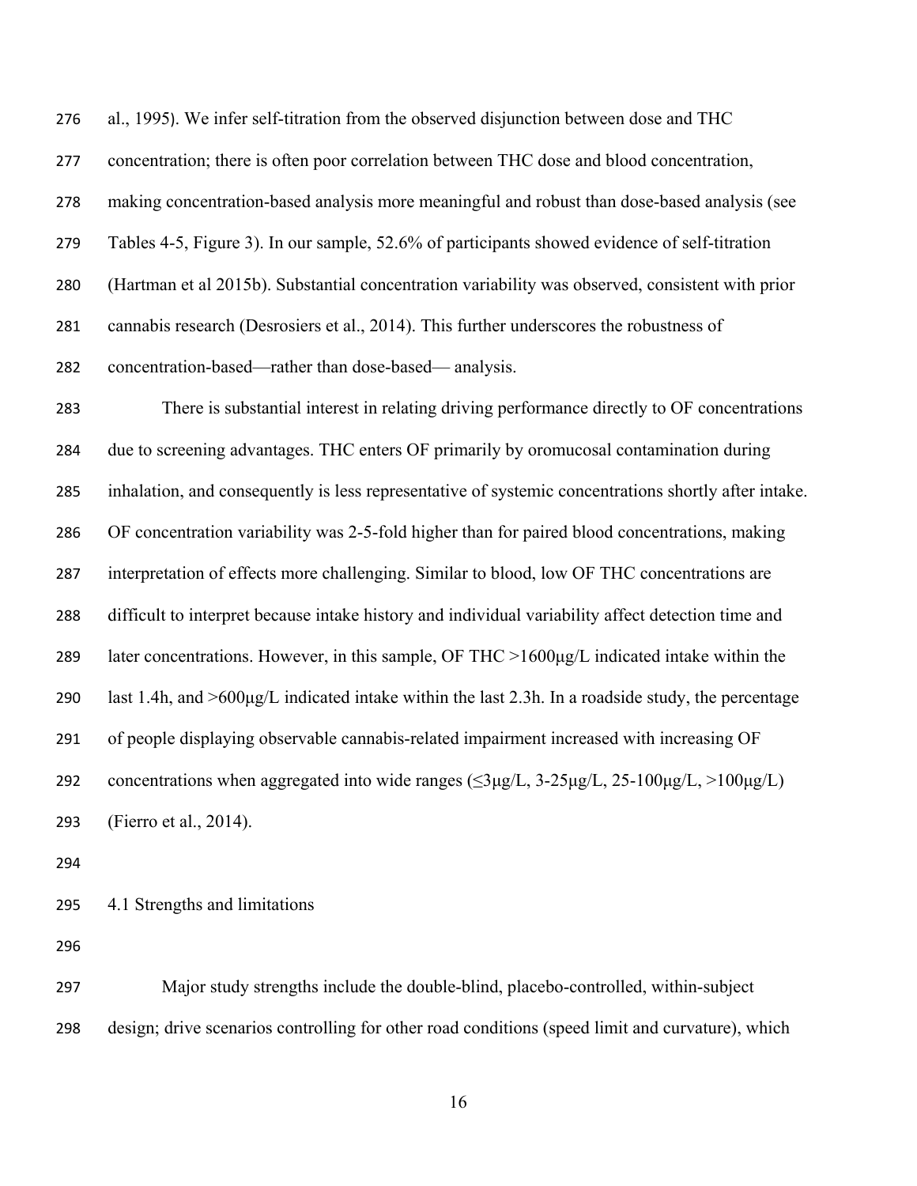al., 1995). We infer self-titration from the observed disjunction between dose and THC concentration; there is often poor correlation between THC dose and blood concentration, making concentration-based analysis more meaningful and robust than dose-based analysis (see Tables 4-5, Figure 3). In our sample, 52.6% of participants showed evidence of self-titration (Hartman et al 2015b). Substantial concentration variability was observed, consistent with prior cannabis research (Desrosiers et al., 2014). This further underscores the robustness of concentration-based—rather than dose-based— analysis.

There is substantial interest in relating driving performance directly to OF concentrations due to screening advantages. THC enters OF primarily by oromucosal contamination during inhalation, and consequently is less representative of systemic concentrations shortly after intake. OF concentration variability was 2-5-fold higher than for paired blood concentrations, making interpretation of effects more challenging. Similar to blood, low OF THC concentrations are difficult to interpret because intake history and individual variability affect detection time and later concentrations. However, in this sample, OF THC >1600μg/L indicated intake within the last 1.4h, and >600μg/L indicated intake within the last 2.3h. In a roadside study, the percentage of people displaying observable cannabis-related impairment increased with increasing OF concentrations when aggregated into wide ranges (≤3μg/L, 3-25μg/L, 25-100μg/L, >100μg/L) (Fierro et al., 2014).

## 4.1 Strengths and limitations

Major study strengths include the double-blind, placebo-controlled, within-subject design; drive scenarios controlling for other road conditions (speed limit and curvature), which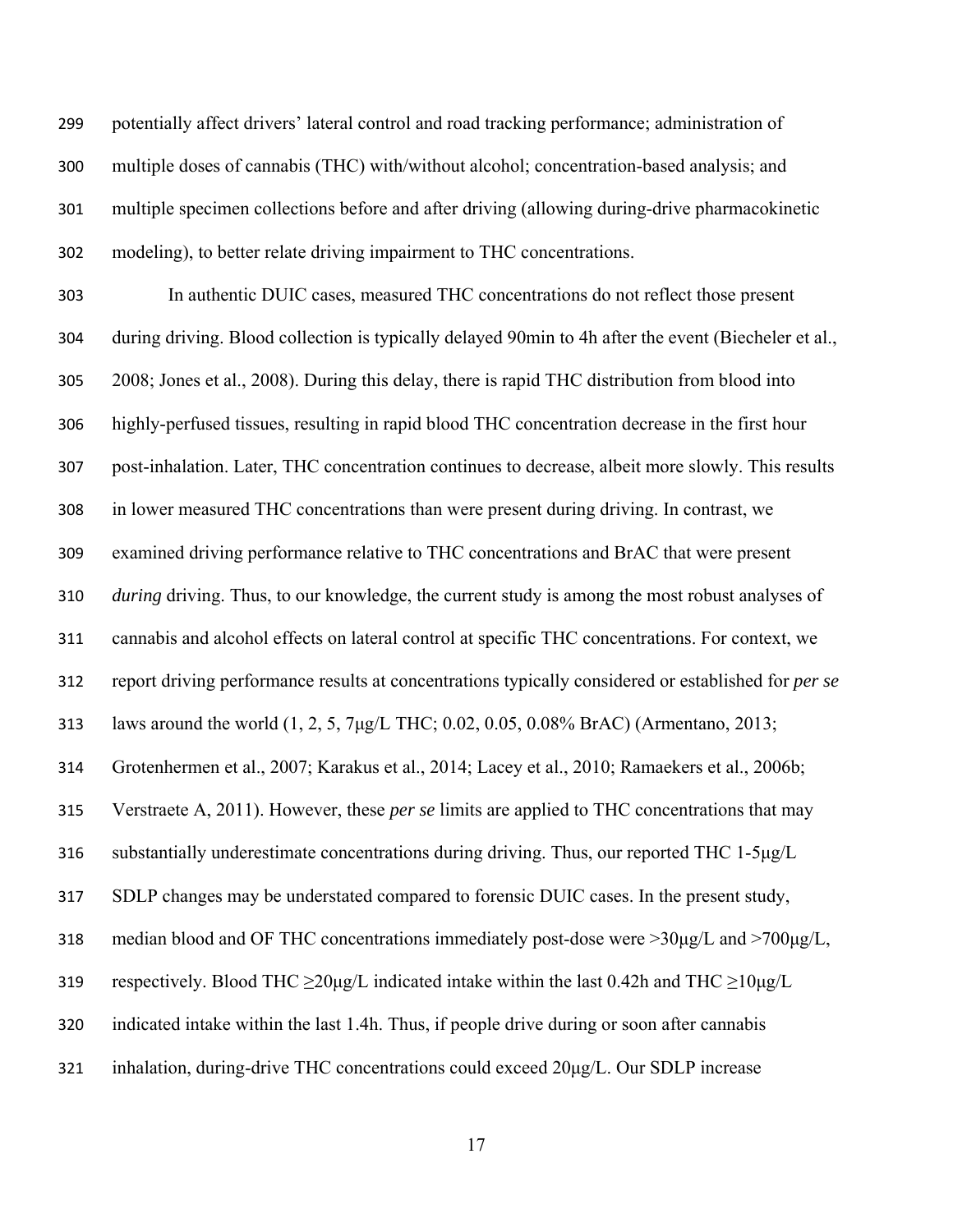potentially affect drivers' lateral control and road tracking performance; administration of multiple doses of cannabis (THC) with/without alcohol; concentration-based analysis; and multiple specimen collections before and after driving (allowing during-drive pharmacokinetic modeling), to better relate driving impairment to THC concentrations.

In authentic DUIC cases, measured THC concentrations do not reflect those present during driving. Blood collection is typically delayed 90min to 4h after the event (Biecheler et al., 2008; Jones et al., 2008). During this delay, there is rapid THC distribution from blood into highly-perfused tissues, resulting in rapid blood THC concentration decrease in the first hour post-inhalation. Later, THC concentration continues to decrease, albeit more slowly. This results in lower measured THC concentrations than were present during driving. In contrast, we examined driving performance relative to THC concentrations and BrAC that were present *during* driving. Thus, to our knowledge, the current study is among the most robust analyses of cannabis and alcohol effects on lateral control at specific THC concentrations. For context, we report driving performance results at concentrations typically considered or established for *per se* laws around the world (1, 2, 5, 7μg/L THC; 0.02, 0.05, 0.08% BrAC) (Armentano, 2013; Grotenhermen et al., 2007; Karakus et al., 2014; Lacey et al., 2010; Ramaekers et al., 2006b; Verstraete A, 2011). However, these *per se* limits are applied to THC concentrations that may substantially underestimate concentrations during driving. Thus, our reported THC 1-5μg/L SDLP changes may be understated compared to forensic DUIC cases. In the present study, median blood and OF THC concentrations immediately post-dose were >30μg/L and >700μg/L, respectively. Blood THC ≥20μg/L indicated intake within the last 0.42h and THC ≥10μg/L indicated intake within the last 1.4h. Thus, if people drive during or soon after cannabis inhalation, during-drive THC concentrations could exceed 20μg/L. Our SDLP increase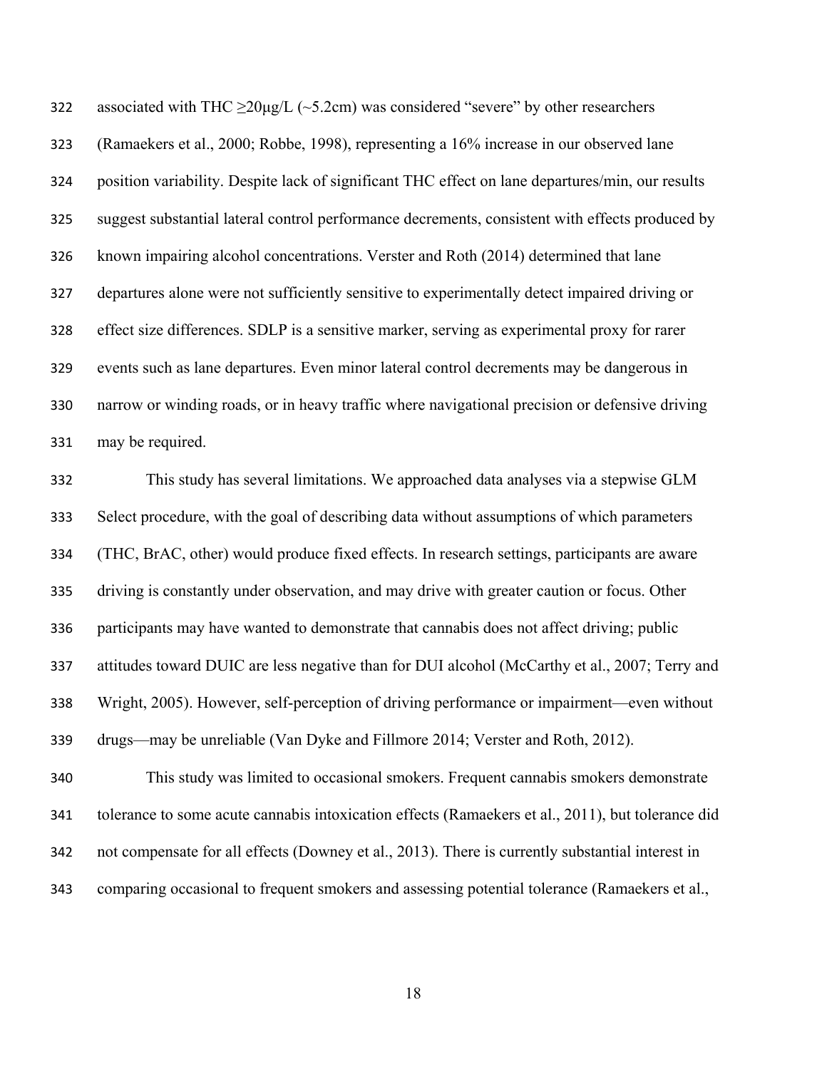associated with THC ≥20μg/L (~5.2cm) was considered "severe" by other researchers (Ramaekers et al., 2000; Robbe, 1998), representing a 16% increase in our observed lane position variability. Despite lack of significant THC effect on lane departures/min, our results suggest substantial lateral control performance decrements, consistent with effects produced by known impairing alcohol concentrations. Verster and Roth (2014) determined that lane departures alone were not sufficiently sensitive to experimentally detect impaired driving or effect size differences. SDLP is a sensitive marker, serving as experimental proxy for rarer events such as lane departures. Even minor lateral control decrements may be dangerous in narrow or winding roads, or in heavy traffic where navigational precision or defensive driving may be required.

This study has several limitations. We approached data analyses via a stepwise GLM Select procedure, with the goal of describing data without assumptions of which parameters (THC, BrAC, other) would produce fixed effects. In research settings, participants are aware driving is constantly under observation, and may drive with greater caution or focus. Other participants may have wanted to demonstrate that cannabis does not affect driving; public attitudes toward DUIC are less negative than for DUI alcohol (McCarthy et al., 2007; Terry and Wright, 2005). However, self-perception of driving performance or impairment—even without drugs—may be unreliable (Van Dyke and Fillmore 2014; Verster and Roth, 2012).

This study was limited to occasional smokers. Frequent cannabis smokers demonstrate tolerance to some acute cannabis intoxication effects (Ramaekers et al., 2011), but tolerance did not compensate for all effects (Downey et al., 2013). There is currently substantial interest in comparing occasional to frequent smokers and assessing potential tolerance (Ramaekers et al.,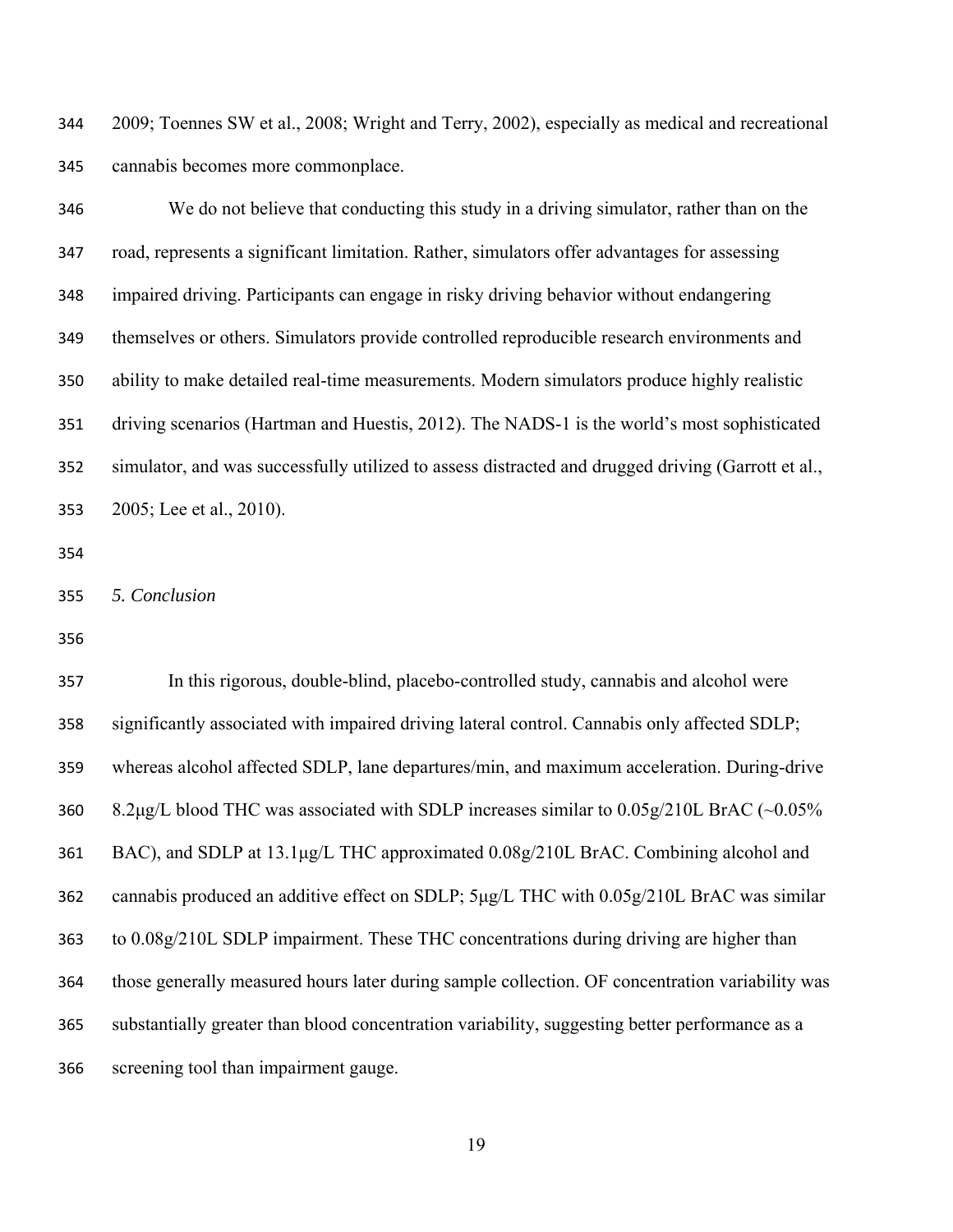2009; Toennes SW et al., 2008; Wright and Terry, 2002), especially as medical and recreational cannabis becomes more commonplace.

We do not believe that conducting this study in a driving simulator, rather than on the road, represents a significant limitation. Rather, simulators offer advantages for assessing impaired driving. Participants can engage in risky driving behavior without endangering themselves or others. Simulators provide controlled reproducible research environments and ability to make detailed real-time measurements. Modern simulators produce highly realistic driving scenarios (Hartman and Huestis, 2012). The NADS-1 is the world's most sophisticated simulator, and was successfully utilized to assess distracted and drugged driving (Garrott et al., 2005; Lee et al., 2010).

## *5. Conclusion*

In this rigorous, double-blind, placebo-controlled study, cannabis and alcohol were significantly associated with impaired driving lateral control. Cannabis only affected SDLP; whereas alcohol affected SDLP, lane departures/min, and maximum acceleration. During-drive 8.2μg/L blood THC was associated with SDLP increases similar to 0.05g/210L BrAC (~0.05% BAC), and SDLP at 13.1μg/L THC approximated 0.08g/210L BrAC. Combining alcohol and cannabis produced an additive effect on SDLP; 5μg/L THC with 0.05g/210L BrAC was similar to 0.08g/210L SDLP impairment. These THC concentrations during driving are higher than those generally measured hours later during sample collection. OF concentration variability was substantially greater than blood concentration variability, suggesting better performance as a screening tool than impairment gauge.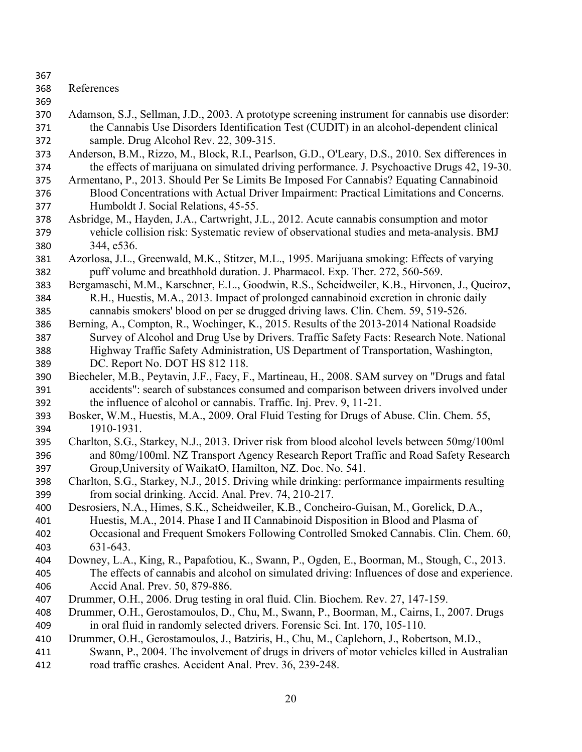# References

Adamson, S.J., Sellman, J.D., 2003. A prototype screening instrument for cannabis use disorder: the Cannabis Use Disorders Identification Test (CUDIT) in an alcohol-dependent clinical sample. Drug Alcohol Rev. 22, 309-315.

Anderson, B.M., Rizzo, M., Block, R.I., Pearlson, G.D., O'Leary, D.S., 2010. Sex differences in the effects of marijuana on simulated driving performance. J. Psychoactive Drugs 42, 19-30.

Armentano, P., 2013. Should Per Se Limits Be Imposed For Cannabis? Equating Cannabinoid Blood Concentrations with Actual Driver Impairment: Practical Limitations and Concerns. Humboldt J. Social Relations, 45-55.

Asbridge, M., Hayden, J.A., Cartwright, J.L., 2012. Acute cannabis consumption and motor vehicle collision risk: Systematic review of observational studies and meta-analysis. BMJ 344, e536.

Azorlosa, J.L., Greenwald, M.K., Stitzer, M.L., 1995. Marijuana smoking: Effects of varying puff volume and breathhold duration. J. Pharmacol. Exp. Ther. 272, 560-569.

Bergamaschi, M.M., Karschner, E.L., Goodwin, R.S., Scheidweiler, K.B., Hirvonen, J., Queiroz, R.H., Huestis, M.A., 2013. Impact of prolonged cannabinoid excretion in chronic daily cannabis smokers' blood on per se drugged driving laws. Clin. Chem. 59, 519-526.

Berning, A., Compton, R., Wochinger, K., 2015. Results of the 2013-2014 National Roadside Survey of Alcohol and Drug Use by Drivers. Traffic Safety Facts: Research Note. National Highway Traffic Safety Administration, US Department of Transportation, Washington, DC. Report No. DOT HS 812 118.

Biecheler, M.B., Peytavin, J.F., Facy, F., Martineau, H., 2008. SAM survey on "Drugs and fatal accidents": search of substances consumed and comparison between drivers involved under the influence of alcohol or cannabis. Traffic. Inj. Prev. 9, 11-21.

Bosker, W.M., Huestis, M.A., 2009. Oral Fluid Testing for Drugs of Abuse. Clin. Chem. 55, 1910-1931.

Charlton, S.G., Starkey, N.J., 2013. Driver risk from blood alcohol levels between 50mg/100ml and 80mg/100ml. NZ Transport Agency Research Report Traffic and Road Safety Research Group,University of WaikatO, Hamilton, NZ. Doc. No. 541.

Charlton, S.G., Starkey, N.J., 2015. Driving while drinking: performance impairments resulting from social drinking. Accid. Anal. Prev. 74, 210-217.

Desrosiers, N.A., Himes, S.K., Scheidweiler, K.B., Concheiro-Guisan, M., Gorelick, D.A., Huestis, M.A., 2014. Phase I and II Cannabinoid Disposition in Blood and Plasma of Occasional and Frequent Smokers Following Controlled Smoked Cannabis. Clin. Chem. 60, 631-643.

Downey, L.A., King, R., Papafotiou, K., Swann, P., Ogden, E., Boorman, M., Stough, C., 2013. The effects of cannabis and alcohol on simulated driving: Influences of dose and experience. Accid Anal. Prev. 50, 879-886.

Drummer, O.H., 2006. Drug testing in oral fluid. Clin. Biochem. Rev. 27, 147-159.

Drummer, O.H., Gerostamoulos, D., Chu, M., Swann, P., Boorman, M., Cairns, I., 2007. Drugs in oral fluid in randomly selected drivers. Forensic Sci. Int. 170, 105-110.

Drummer, O.H., Gerostamoulos, J., Batziris, H., Chu, M., Caplehorn, J., Robertson, M.D., Swann, P., 2004. The involvement of drugs in drivers of motor vehicles killed in Australian road traffic crashes. Accident Anal. Prev. 36, 239-248.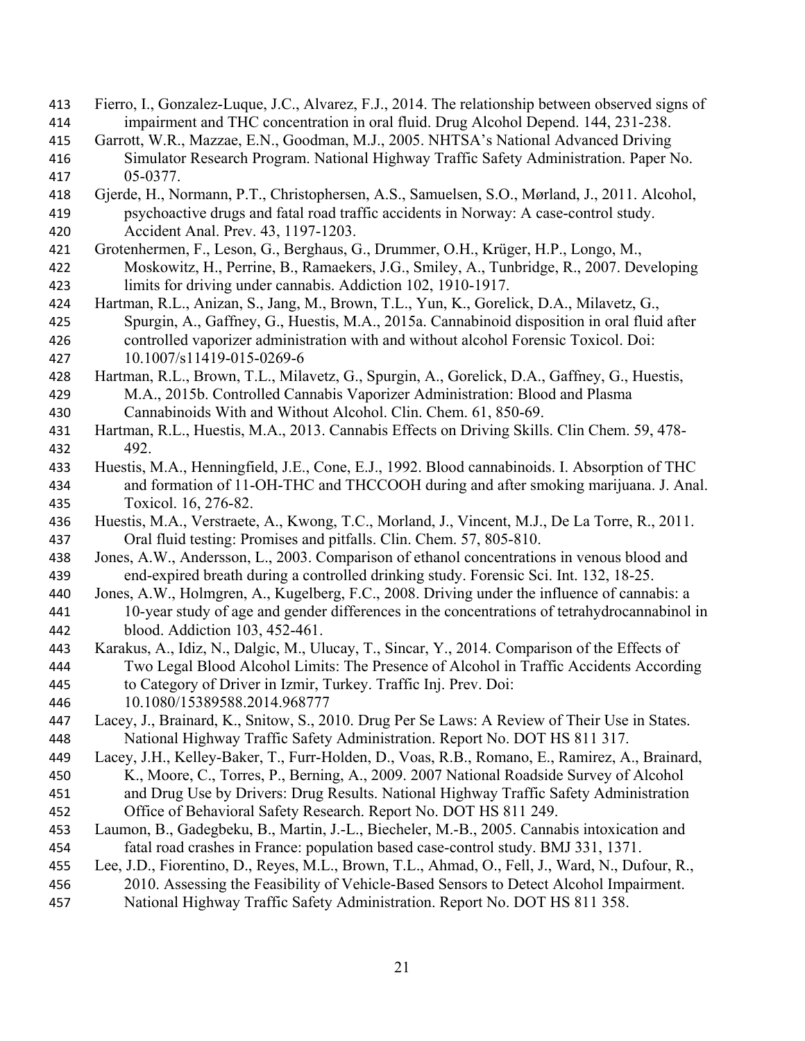Fierro, I., Gonzalez-Luque, J.C., Alvarez, F.J., 2014. The relationship between observed signs of impairment and THC concentration in oral fluid. Drug Alcohol Depend. 144, 231-238.

Garrott, W.R., Mazzae, E.N., Goodman, M.J., 2005. NHTSA's National Advanced Driving Simulator Research Program. National Highway Traffic Safety Administration. Paper No. 05-0377.

Gjerde, H., Normann, P.T., Christophersen, A.S., Samuelsen, S.O., Mørland, J., 2011. Alcohol, psychoactive drugs and fatal road traffic accidents in Norway: A case-control study. Accident Anal. Prev. 43, 1197-1203.

Grotenhermen, F., Leson, G., Berghaus, G., Drummer, O.H., Krüger, H.P., Longo, M., Moskowitz, H., Perrine, B., Ramaekers, J.G., Smiley, A., Tunbridge, R., 2007. Developing limits for driving under cannabis. Addiction 102, 1910-1917.

Hartman, R.L., Anizan, S., Jang, M., Brown, T.L., Yun, K., Gorelick, D.A., Milavetz, G., Spurgin, A., Gaffney, G., Huestis, M.A., 2015a. Cannabinoid disposition in oral fluid after controlled vaporizer administration with and without alcohol Forensic Toxicol. Doi: 10.1007/s11419-015-0269-6

Hartman, R.L., Brown, T.L., Milavetz, G., Spurgin, A., Gorelick, D.A., Gaffney, G., Huestis, M.A., 2015b. Controlled Cannabis Vaporizer Administration: Blood and Plasma Cannabinoids With and Without Alcohol. Clin. Chem. 61, 850-69.

Hartman, R.L., Huestis, M.A., 2013. Cannabis Effects on Driving Skills. Clin Chem. 59, 478-492.

Huestis, M.A., Henningfield, J.E., Cone, E.J., 1992. Blood cannabinoids. I. Absorption of THC and formation of 11-OH-THC and THCCOOH during and after smoking marijuana. J. Anal. Toxicol. 16, 276-82.

Huestis, M.A., Verstraete, A., Kwong, T.C., Morland, J., Vincent, M.J., De La Torre, R., 2011. Oral fluid testing: Promises and pitfalls. Clin. Chem. 57, 805-810.

Jones, A.W., Andersson, L., 2003. Comparison of ethanol concentrations in venous blood and end-expired breath during a controlled drinking study. Forensic Sci. Int. 132, 18-25.

Jones, A.W., Holmgren, A., Kugelberg, F.C., 2008. Driving under the influence of cannabis: a 10-year study of age and gender differences in the concentrations of tetrahydrocannabinol in blood. Addiction 103, 452-461.

Karakus, A., Idiz, N., Dalgic, M., Ulucay, T., Sincar, Y., 2014. Comparison of the Effects of Two Legal Blood Alcohol Limits: The Presence of Alcohol in Traffic Accidents According to Category of Driver in Izmir, Turkey. Traffic Inj. Prev. Doi: 10.1080/15389588.2014.968777

Lacey, J., Brainard, K., Snitow, S., 2010. Drug Per Se Laws: A Review of Their Use in States. National Highway Traffic Safety Administration. Report No. DOT HS 811 317.

Lacey, J.H., Kelley-Baker, T., Furr-Holden, D., Voas, R.B., Romano, E., Ramirez, A., Brainard, K., Moore, C., Torres, P., Berning, A., 2009. 2007 National Roadside Survey of Alcohol and Drug Use by Drivers: Drug Results. National Highway Traffic Safety Administration Office of Behavioral Safety Research. Report No. DOT HS 811 249.

Laumon, B., Gadegbeku, B., Martin, J.-L., Biecheler, M.-B., 2005. Cannabis intoxication and fatal road crashes in France: population based case-control study. BMJ 331, 1371.

Lee, J.D., Fiorentino, D., Reyes, M.L., Brown, T.L., Ahmad, O., Fell, J., Ward, N., Dufour, R., 2010. Assessing the Feasibility of Vehicle-Based Sensors to Detect Alcohol Impairment. National Highway Traffic Safety Administration. Report No. DOT HS 811 358.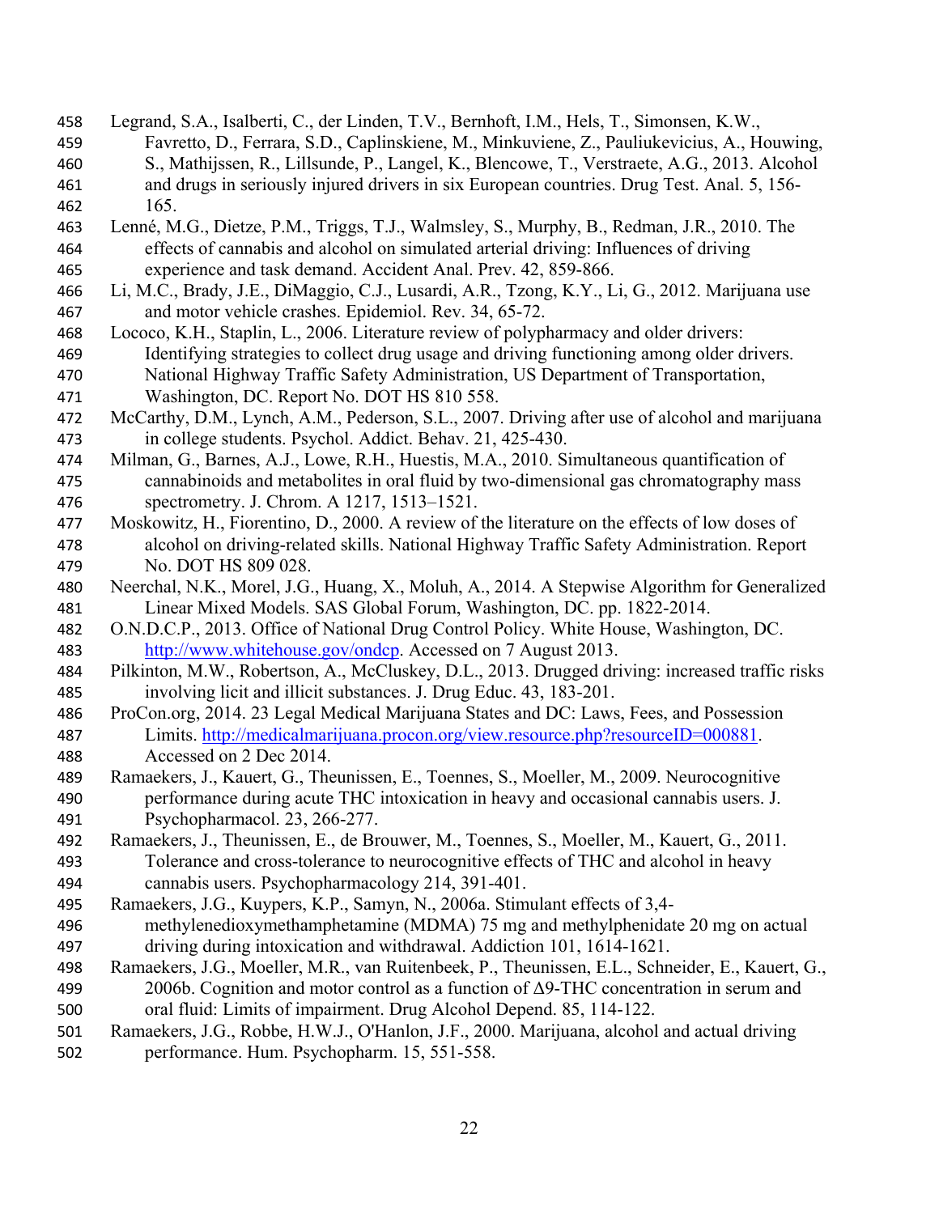Legrand, S.A., Isalberti, C., der Linden, T.V., Bernhoft, I.M., Hels, T., Simonsen, K.W., Favretto, D., Ferrara, S.D., Caplinskiene, M., Minkuviene, Z., Pauliukevicius, A., Houwing, S., Mathijssen, R., Lillsunde, P., Langel, K., Blencowe, T., Verstraete, A.G., 2013. Alcohol and drugs in seriously injured drivers in six European countries. Drug Test. Anal. 5, 156-165.

Lenné, M.G., Dietze, P.M., Triggs, T.J., Walmsley, S., Murphy, B., Redman, J.R., 2010. The effects of cannabis and alcohol on simulated arterial driving: Influences of driving experience and task demand. Accident Anal. Prev. 42, 859-866.

Li, M.C., Brady, J.E., DiMaggio, C.J., Lusardi, A.R., Tzong, K.Y., Li, G., 2012. Marijuana use and motor vehicle crashes. Epidemiol. Rev. 34, 65-72.

Lococo, K.H., Staplin, L., 2006. Literature review of polypharmacy and older drivers: Identifying strategies to collect drug usage and driving functioning among older drivers. National Highway Traffic Safety Administration, US Department of Transportation, Washington, DC. Report No. DOT HS 810 558.

McCarthy, D.M., Lynch, A.M., Pederson, S.L., 2007. Driving after use of alcohol and marijuana in college students. Psychol. Addict. Behav. 21, 425-430.

Milman, G., Barnes, A.J., Lowe, R.H., Huestis, M.A., 2010. Simultaneous quantification of cannabinoids and metabolites in oral fluid by two-dimensional gas chromatography mass spectrometry. J. Chrom. A 1217, 1513–1521.

Moskowitz, H., Fiorentino, D., 2000. A review of the literature on the effects of low doses of alcohol on driving-related skills. National Highway Traffic Safety Administration. Report No. DOT HS 809 028.

Neerchal, N.K., Morel, J.G., Huang, X., Moluh, A., 2014. A Stepwise Algorithm for Generalized Linear Mixed Models. SAS Global Forum, Washington, DC. pp. 1822-2014.

O.N.D.C.P., 2013. Office of National Drug Control Policy. White House, Washington, DC. http://www.whitehouse.gov/ondcp. Accessed on 7 August 2013.

Pilkinton, M.W., Robertson, A., McCluskey, D.L., 2013. Drugged driving: increased traffic risks involving licit and illicit substances. J. Drug Educ. 43, 183-201.

ProCon.org, 2014. 23 Legal Medical Marijuana States and DC: Laws, Fees, and Possession Limits. http://medicalmarijuana.procon.org/view.resource.php?resourceID=000881. Accessed on 2 Dec 2014.

Ramaekers, J., Kauert, G., Theunissen, E., Toennes, S., Moeller, M., 2009. Neurocognitive performance during acute THC intoxication in heavy and occasional cannabis users. J. Psychopharmacol. 23, 266-277.

Ramaekers, J., Theunissen, E., de Brouwer, M., Toennes, S., Moeller, M., Kauert, G., 2011. Tolerance and cross-tolerance to neurocognitive effects of THC and alcohol in heavy cannabis users. Psychopharmacology 214, 391-401.

Ramaekers, J.G., Kuypers, K.P., Samyn, N., 2006a. Stimulant effects of 3,4-methylenedioxymethamphetamine (MDMA) 75 mg and methylphenidate 20 mg on actual driving during intoxication and withdrawal. Addiction 101, 1614-1621.

Ramaekers, J.G., Moeller, M.R., van Ruitenbeek, P., Theunissen, E.L., Schneider, E., Kauert, G., 2006b. Cognition and motor control as a function of Δ9-THC concentration in serum and oral fluid: Limits of impairment. Drug Alcohol Depend. 85, 114-122.

Ramaekers, J.G., Robbe, H.W.J., O'Hanlon, J.F., 2000. Marijuana, alcohol and actual driving performance. Hum. Psychopharm. 15, 551-558.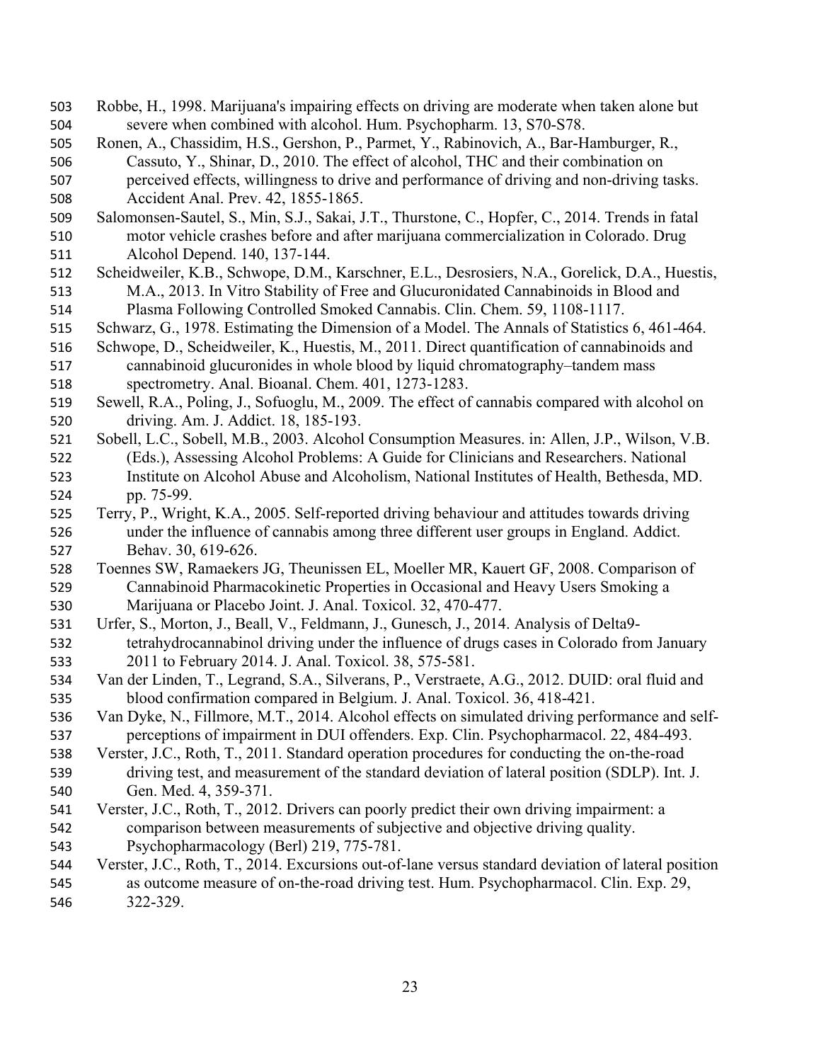Robbe, H., 1998. Marijuana's impairing effects on driving are moderate when taken alone but severe when combined with alcohol. Hum. Psychopharm. 13, S70-S78.

Ronen, A., Chassidim, H.S., Gershon, P., Parmet, Y., Rabinovich, A., Bar-Hamburger, R., Cassuto, Y., Shinar, D., 2010. The effect of alcohol, THC and their combination on perceived effects, willingness to drive and performance of driving and non-driving tasks. Accident Anal. Prev. 42, 1855-1865.

Salomonsen-Sautel, S., Min, S.J., Sakai, J.T., Thurstone, C., Hopfer, C., 2014. Trends in fatal motor vehicle crashes before and after marijuana commercialization in Colorado. Drug Alcohol Depend. 140, 137-144.

Scheidweiler, K.B., Schwope, D.M., Karschner, E.L., Desrosiers, N.A., Gorelick, D.A., Huestis, M.A., 2013. In Vitro Stability of Free and Glucuronidated Cannabinoids in Blood and Plasma Following Controlled Smoked Cannabis. Clin. Chem. 59, 1108-1117.

Schwarz, G., 1978. Estimating the Dimension of a Model. The Annals of Statistics 6, 461-464.

Schwope, D., Scheidweiler, K., Huestis, M., 2011. Direct quantification of cannabinoids and cannabinoid glucuronides in whole blood by liquid chromatography–tandem mass spectrometry. Anal. Bioanal. Chem. 401, 1273-1283.

Sewell, R.A., Poling, J., Sofuoglu, M., 2009. The effect of cannabis compared with alcohol on driving. Am. J. Addict. 18, 185-193.

Sobell, L.C., Sobell, M.B., 2003. Alcohol Consumption Measures. in: Allen, J.P., Wilson, V.B. (Eds.), Assessing Alcohol Problems: A Guide for Clinicians and Researchers. National Institute on Alcohol Abuse and Alcoholism, National Institutes of Health, Bethesda, MD. pp. 75-99.

Terry, P., Wright, K.A., 2005. Self-reported driving behaviour and attitudes towards driving under the influence of cannabis among three different user groups in England. Addict. Behav. 30, 619-626.

Toennes SW, Ramaekers JG, Theunissen EL, Moeller MR, Kauert GF, 2008. Comparison of Cannabinoid Pharmacokinetic Properties in Occasional and Heavy Users Smoking a Marijuana or Placebo Joint. J. Anal. Toxicol. 32, 470-477.

Urfer, S., Morton, J., Beall, V., Feldmann, J., Gunesch, J., 2014. Analysis of Delta9-tetrahydrocannabinol driving under the influence of drugs cases in Colorado from January 2011 to February 2014. J. Anal. Toxicol. 38, 575-581.

Van der Linden, T., Legrand, S.A., Silverans, P., Verstraete, A.G., 2012. DUID: oral fluid and blood confirmation compared in Belgium. J. Anal. Toxicol. 36, 418-421.

Van Dyke, N., Fillmore, M.T., 2014. Alcohol effects on simulated driving performance and self-perceptions of impairment in DUI offenders. Exp. Clin. Psychopharmacol. 22, 484-493.

Verster, J.C., Roth, T., 2011. Standard operation procedures for conducting the on-the-road driving test, and measurement of the standard deviation of lateral position (SDLP). Int. J. Gen. Med. 4, 359-371.

Verster, J.C., Roth, T., 2012. Drivers can poorly predict their own driving impairment: a comparison between measurements of subjective and objective driving quality. Psychopharmacology (Berl) 219, 775-781.

Verster, J.C., Roth, T., 2014. Excursions out-of-lane versus standard deviation of lateral position as outcome measure of on-the-road driving test. Hum. Psychopharmacol. Clin. Exp. 29, 322-329.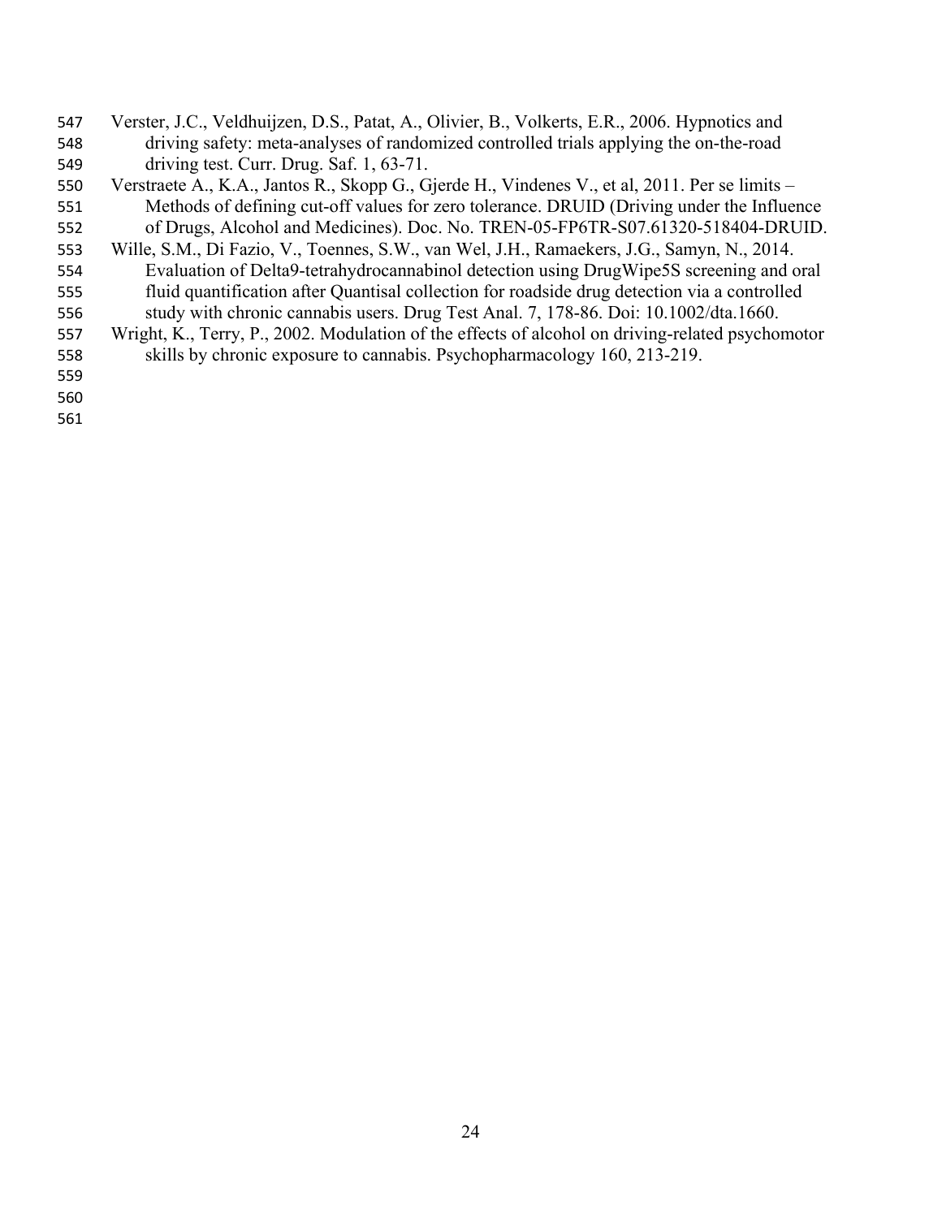Verster, J.C., Veldhuijzen, D.S., Patat, A., Olivier, B., Volkerts, E.R., 2006. Hypnotics and driving safety: meta-analyses of randomized controlled trials applying the on-the-road driving test. Curr. Drug. Saf. 1, 63-71.

Verstraete A., K.A., Jantos R., Skopp G., Gjerde H., Vindenes V., et al, 2011. Per se limits – Methods of defining cut-off values for zero tolerance. DRUID (Driving under the Influence of Drugs, Alcohol and Medicines). Doc. No. TREN-05-FP6TR-S07.61320-518404-DRUID.

Wille, S.M., Di Fazio, V., Toennes, S.W., van Wel, J.H., Ramaekers, J.G., Samyn, N., 2014. Evaluation of Delta9-tetrahydrocannabinol detection using DrugWipe5S screening and oral fluid quantification after Quantisal collection for roadside drug detection via a controlled study with chronic cannabis users. Drug Test Anal. 7, 178-86. Doi: 10.1002/dta.1660.

Wright, K., Terry, P., 2002. Modulation of the effects of alcohol on driving-related psychomotor skills by chronic exposure to cannabis. Psychopharmacology 160, 213-219.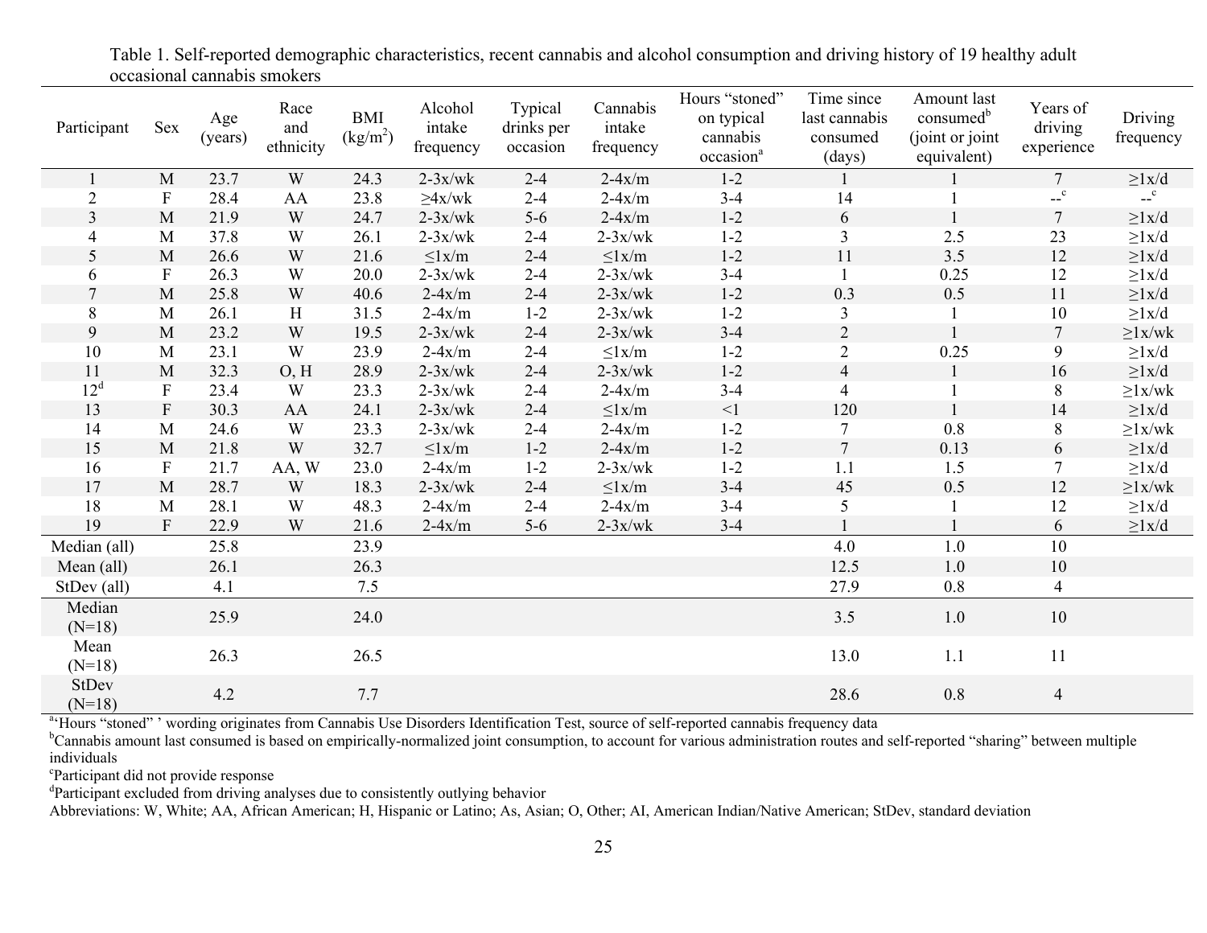Table 1. Self-reported demographic characteristics, recent cannabis and alcohol consumption and driving history of 19 healthy adult occasional cannabis smokers

| Participant | Sex | Age (years) | Race and ethnicity | BMI ($kg/m^2$) | Alcohol intake frequency | Typical drinks per occasion | Cannabis intake frequency | Hours "stoned" on typical cannabis occasion[a] | Time since last cannabis consumed (days) | Amount last consumed[b] (joint or joint equivalent) | Years of driving experience | Driving frequency |
|---|---|---|---|---|---|---|---|---|---|---|---|---|
| 1 | M | 23.7 | W | 24.3 | 2-3x/wk | 2-4 | 2-4x/m | 1-2 | 1 | 1 | 7 | ≥1x/d |
| 2 | F | 28.4 | AA | 23.8 | ≥4x/wk | 2-4 | 2-4x/m | 3-4 | 14 | 1 | --[c] | --[c] |
| 3 | M | 21.9 | W | 24.7 | 2-3x/wk | 5-6 | 2-4x/m | 1-2 | 6 | 1 | 7 | ≥1x/d |
| 4 | M | 37.8 | W | 26.1 | 2-3x/wk | 2-4 | 2-3x/wk | 1-2 | 3 | 2.5 | 23 | ≥1x/d |
| 5 | M | 26.6 | W | 21.6 | ≤1x/m | 2-4 | ≤1x/m | 1-2 | 11 | 3.5 | 12 | ≥1x/d |
| 6 | F | 26.3 | W | 20.0 | 2-3x/wk | 2-4 | 2-3x/wk | 3-4 | 1 | 0.25 | 12 | ≥1x/d |
| 7 | M | 25.8 | W | 40.6 | 2-4x/m | 2-4 | 2-3x/wk | 1-2 | 0.3 | 0.5 | 11 | ≥1x/d |
| 8 | M | 26.1 | H | 31.5 | 2-4x/m | 1-2 | 2-3x/wk | 1-2 | 3 | 1 | 10 | ≥1x/d |
| 9 | M | 23.2 | W | 19.5 | 2-3x/wk | 2-4 | 2-3x/wk | 3-4 | 2 | 1 | 7 | ≥1x/wk |
| 10 | M | 23.1 | W | 23.9 | 2-4x/m | 2-4 | ≤1x/m | 1-2 | 2 | 0.25 | 9 | ≥1x/d |
| 11 | M | 32.3 | O, H | 28.9 | 2-3x/wk | 2-4 | 2-3x/wk | 1-2 | 4 | 1 | 16 | ≥1x/d |
| 12[d] | F | 23.4 | W | 23.3 | 2-3x/wk | 2-4 | 2-4x/m | 3-4 | 4 | 1 | 8 | ≥1x/wk |
| 13 | F | 30.3 | AA | 24.1 | 2-3x/wk | 2-4 | ≤1x/m | <1 | 120 | 1 | 14 | ≥1x/d |
| 14 | M | 24.6 | W | 23.3 | 2-3x/wk | 2-4 | 2-4x/m | 1-2 | 7 | 0.8 | 8 | ≥1x/wk |
| 15 | M | 21.8 | W | 32.7 | ≤1x/m | 1-2 | 2-4x/m | 1-2 | 7 | 0.13 | 6 | ≥1x/d |
| 16 | F | 21.7 | AA, W | 23.0 | 2-4x/m | 1-2 | 2-3x/wk | 1-2 | 1.1 | 1.5 | 7 | ≥1x/d |
| 17 | M | 28.7 | W | 18.3 | 2-3x/wk | 2-4 | ≤1x/m | 3-4 | 45 | 0.5 | 12 | ≥1x/wk |
| 18 | M | 28.1 | W | 48.3 | 2-4x/m | 2-4 | 2-4x/m | 3-4 | 5 | 1 | 12 | ≥1x/d |
| 19 | F | 22.9 | W | 21.6 | 2-4x/m | 5-6 | 2-3x/wk | 3-4 | 1 | 1 | 6 | ≥1x/d |
| Median (all) | | 25.8 | | 23.9 | | | | | 4.0 | 1.0 | 10 | |
| Mean (all) | | 26.1 | | 26.3 | | | | | 12.5 | 1.0 | 10 | |
| StDev (all) | | 4.1 | | 7.5 | | | | | 27.9 | 0.8 | 4 | |
| Median (N=18) | | 25.9 | | 24.0 | | | | | 3.5 | 1.0 | 10 | |
| Mean (N=18) | | 26.3 | | 26.5 | | | | | 13.0 | 1.1 | 11 | |
| StDev (N=18) | | 4.2 | | 7.7 | | | | | 28.6 | 0.8 | 4 | |

[a]'Hours "stoned" ' wording originates from Cannabis Use Disorders Identification Test, source of self-reported cannabis frequency data

[b]Cannabis amount last consumed is based on empirically-normalized joint consumption, to account for various administration routes and self-reported "sharing" between multiple individuals

[c]Participant did not provide response

[d]Participant excluded from driving analyses due to consistently outlying behavior

Abbreviations: W, White; AA, African American; H, Hispanic or Latino; As, Asian; O, Other; AI, American Indian/Native American; StDev, standard deviation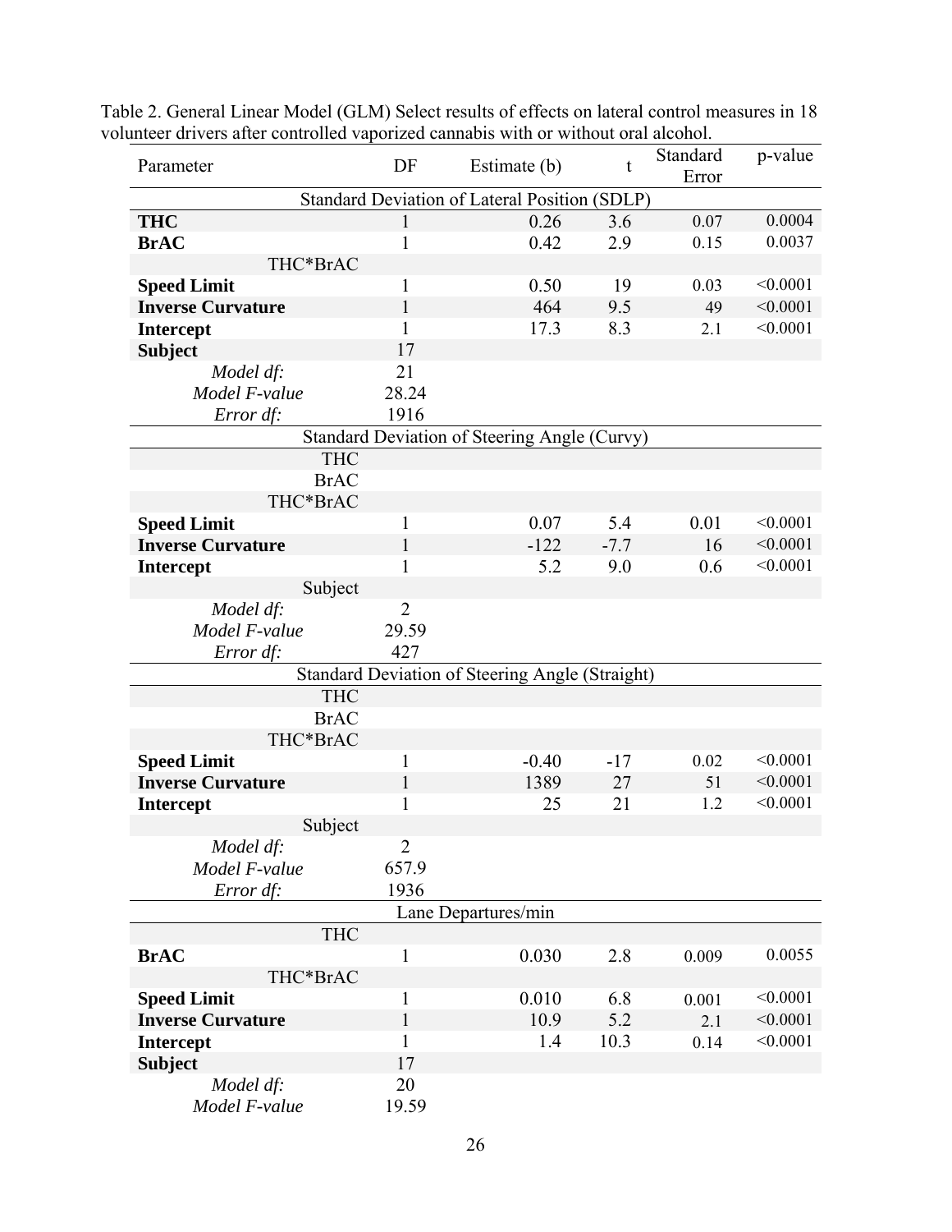Table 2. General Linear Model (GLM) Select results of effects on lateral control measures in 18 volunteer drivers after controlled vaporized cannabis with or without oral alcohol.

| Parameter | DF | Estimate (b) | t | Standard Error | p-value |
|---|---|---|---|---|---|
| | | Standard Deviation of Lateral Position (SDLP) | | | |
| **THC** | 1 | 0.26 | 3.6 | 0.07 | 0.0004 |
| **BrAC** | 1 | 0.42 | 2.9 | 0.15 | 0.0037 |
| THC*BrAC | | | | | |
| **Speed Limit** | 1 | 0.50 | 19 | 0.03 | <0.0001 |
| **Inverse Curvature** | 1 | 464 | 9.5 | 49 | <0.0001 |
| **Intercept** | 1 | 17.3 | 8.3 | 2.1 | <0.0001 |
| **Subject** | 17 | | | | |
| *Model df:* | 21 | | | | |
| *Model F-value* | 28.24 | | | | |
| *Error df:* | 1916 | | | | |
| | | Standard Deviation of Steering Angle (Curvy) | | | |
| THC | | | | | |
| BrAC | | | | | |
| THC*BrAC | | | | | |
| **Speed Limit** | 1 | 0.07 | 5.4 | 0.01 | <0.0001 |
| **Inverse Curvature** | 1 | -122 | -7.7 | 16 | <0.0001 |
| **Intercept** | 1 | 5.2 | 9.0 | 0.6 | <0.0001 |
| Subject | | | | | |
| *Model df:* | 2 | | | | |
| *Model F-value* | 29.59 | | | | |
| *Error df:* | 427 | | | | |
| | | Standard Deviation of Steering Angle (Straight) | | | |
| THC | | | | | |
| BrAC | | | | | |
| THC*BrAC | | | | | |
| **Speed Limit** | 1 | -0.40 | -17 | 0.02 | <0.0001 |
| **Inverse Curvature** | 1 | 1389 | 27 | 51 | <0.0001 |
| **Intercept** | 1 | 25 | 21 | 1.2 | <0.0001 |
| Subject | | | | | |
| *Model df:* | 2 | | | | |
| *Model F-value* | 657.9 | | | | |
| *Error df:* | 1936 | | | | |
| | | Lane Departures/min | | | |
| THC | | | | | |
| **BrAC** | 1 | 0.030 | 2.8 | 0.009 | 0.0055 |
| THC*BrAC | | | | | |
| **Speed Limit** | 1 | 0.010 | 6.8 | 0.001 | <0.0001 |
| **Inverse Curvature** | 1 | 10.9 | 5.2 | 2.1 | <0.0001 |
| **Intercept** | 1 | 1.4 | 10.3 | 0.14 | <0.0001 |
| **Subject** | 17 | | | | |
| *Model df:* | 20 | | | | |
| *Model F-value* | 19.59 | | | | |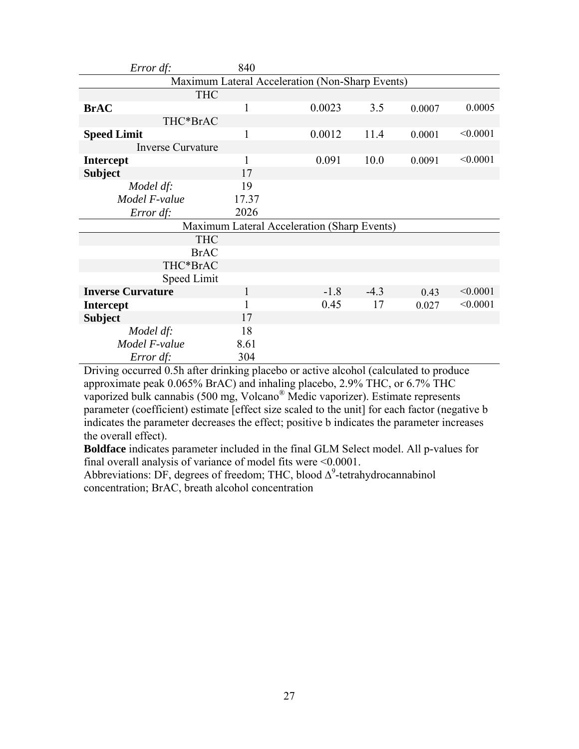| | | | | | |
|---|---|---|---|---|---|
| *Error df:* | 840 | | | | |
| Maximum Lateral Acceleration (Non-Sharp Events) | | | | | |
| THC | | | | | |
| **BrAC** | 1 | 0.0023 | 3.5 | 0.0007 | 0.0005 |
| THC*BrAC | | | | | |
| **Speed Limit** | 1 | 0.0012 | 11.4 | 0.0001 | <0.0001 |
| Inverse Curvature | | | | | |
| **Intercept** | 1 | 0.091 | 10.0 | 0.0091 | <0.0001 |
| **Subject** | 17 | | | | |
| *Model df:* | 19 | | | | |
| *Model F-value* | 17.37 | | | | |
| *Error df:* | 2026 | | | | |
| Maximum Lateral Acceleration (Sharp Events) | | | | | |
| THC | | | | | |
| BrAC | | | | | |
| THC*BrAC | | | | | |
| Speed Limit | | | | | |
| **Inverse Curvature** | 1 | -1.8 | -4.3 | 0.43 | <0.0001 |
| **Intercept** | 1 | 0.45 | 17 | 0.027 | <0.0001 |
| **Subject** | 17 | | | | |
| *Model df:* | 18 | | | | |
| *Model F-value* | 8.61 | | | | |
| *Error df:* | 304 | | | | |

Driving occurred 0.5h after drinking placebo or active alcohol (calculated to produce approximate peak 0.065% BrAC) and inhaling placebo, 2.9% THC, or 6.7% THC vaporized bulk cannabis (500 mg, Volcano® Medic vaporizer). Estimate represents parameter (coefficient) estimate [effect size scaled to the unit] for each factor (negative b indicates the parameter decreases the effect; positive b indicates the parameter increases the overall effect).

**Boldface** indicates parameter included in the final GLM Select model. All p-values for final overall analysis of variance of model fits were <0.0001.

Abbreviations: DF, degrees of freedom; THC, blood $\Delta^9$-tetrahydrocannabinol concentration; BrAC, breath alcohol concentration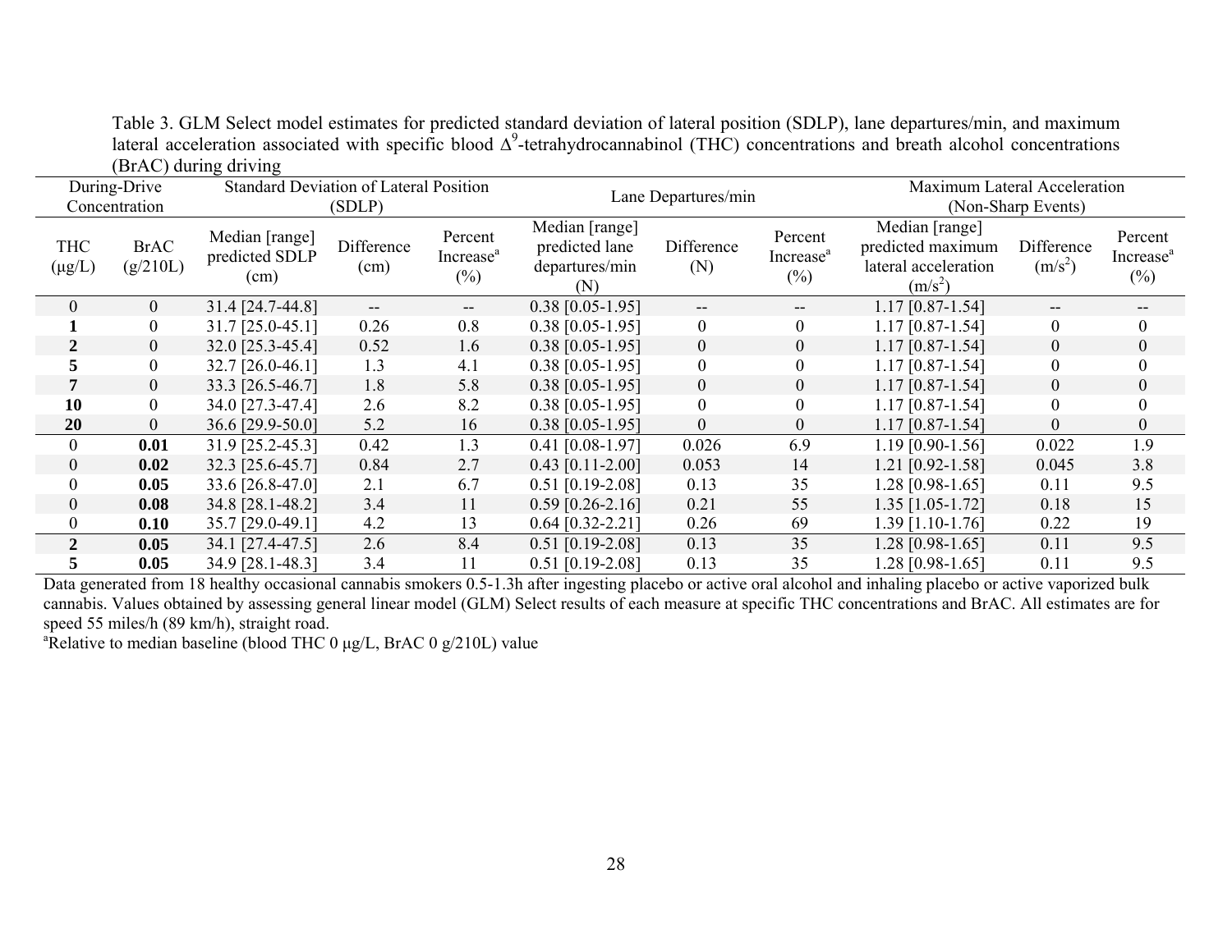Table 3. GLM Select model estimates for predicted standard deviation of lateral position (SDLP), lane departures/min, and maximum lateral acceleration associated with specific blood Δ[9]-tetrahydrocannabinol (THC) concentrations and breath alcohol concentrations (BrAC) during driving

| During-Drive Concentration | | Standard Deviation of Lateral Position (SDLP) | | | Lane Departures/min | | | Maximum Lateral Acceleration (Non-Sharp Events) | | |
|---|---|---|---|---|---|---|---|---|---|---|
| THC (μg/L) | BrAC (g/210L) | Median [range] predicted SDLP (cm) | Difference (cm) | Percent Increase[a] (%) | Median [range] predicted lane departures/min (N) | Difference (N) | Percent Increase[a] (%) | Median [range] predicted maximum lateral acceleration ($m/s^2$) | Difference ($m/s^2$) | Percent Increase[a] (%) |
| 0 | 0 | 31.4 [24.7-44.8] | -- | -- | 0.38 [0.05-1.95] | -- | -- | 1.17 [0.87-1.54] | -- | -- |
| **1** | 0 | 31.7 [25.0-45.1] | 0.26 | 0.8 | 0.38 [0.05-1.95] | 0 | 0 | 1.17 [0.87-1.54] | 0 | 0 |
| **2** | 0 | 32.0 [25.3-45.4] | 0.52 | 1.6 | 0.38 [0.05-1.95] | 0 | 0 | 1.17 [0.87-1.54] | 0 | 0 |
| **5** | 0 | 32.7 [26.0-46.1] | 1.3 | 4.1 | 0.38 [0.05-1.95] | 0 | 0 | 1.17 [0.87-1.54] | 0 | 0 |
| **7** | 0 | 33.3 [26.5-46.7] | 1.8 | 5.8 | 0.38 [0.05-1.95] | 0 | 0 | 1.17 [0.87-1.54] | 0 | 0 |
| **10** | 0 | 34.0 [27.3-47.4] | 2.6 | 8.2 | 0.38 [0.05-1.95] | 0 | 0 | 1.17 [0.87-1.54] | 0 | 0 |
| **20** | 0 | 36.6 [29.9-50.0] | 5.2 | 16 | 0.38 [0.05-1.95] | 0 | 0 | 1.17 [0.87-1.54] | 0 | 0 |
| 0 | **0.01** | 31.9 [25.2-45.3] | 0.42 | 1.3 | 0.41 [0.08-1.97] | 0.026 | 6.9 | 1.19 [0.90-1.56] | 0.022 | 1.9 |
| 0 | **0.02** | 32.3 [25.6-45.7] | 0.84 | 2.7 | 0.43 [0.11-2.00] | 0.053 | 14 | 1.21 [0.92-1.58] | 0.045 | 3.8 |
| 0 | **0.05** | 33.6 [26.8-47.0] | 2.1 | 6.7 | 0.51 [0.19-2.08] | 0.13 | 35 | 1.28 [0.98-1.65] | 0.11 | 9.5 |
| 0 | **0.08** | 34.8 [28.1-48.2] | 3.4 | 11 | 0.59 [0.26-2.16] | 0.21 | 55 | 1.35 [1.05-1.72] | 0.18 | 15 |
| 0 | **0.10** | 35.7 [29.0-49.1] | 4.2 | 13 | 0.64 [0.32-2.21] | 0.26 | 69 | 1.39 [1.10-1.76] | 0.22 | 19 |
| **2** | **0.05** | 34.1 [27.4-47.5] | 2.6 | 8.4 | 0.51 [0.19-2.08] | 0.13 | 35 | 1.28 [0.98-1.65] | 0.11 | 9.5 |
| **5** | **0.05** | 34.9 [28.1-48.3] | 3.4 | 11 | 0.51 [0.19-2.08] | 0.13 | 35 | 1.28 [0.98-1.65] | 0.11 | 9.5 |

Data generated from 18 healthy occasional cannabis smokers 0.5-1.3h after ingesting placebo or active oral alcohol and inhaling placebo or active vaporized bulk cannabis. Values obtained by assessing general linear model (GLM) Select results of each measure at specific THC concentrations and BrAC. All estimates are for speed 55 miles/h (89 km/h), straight road.

[a]Relative to median baseline (blood THC 0 μg/L, BrAC 0 g/210L) value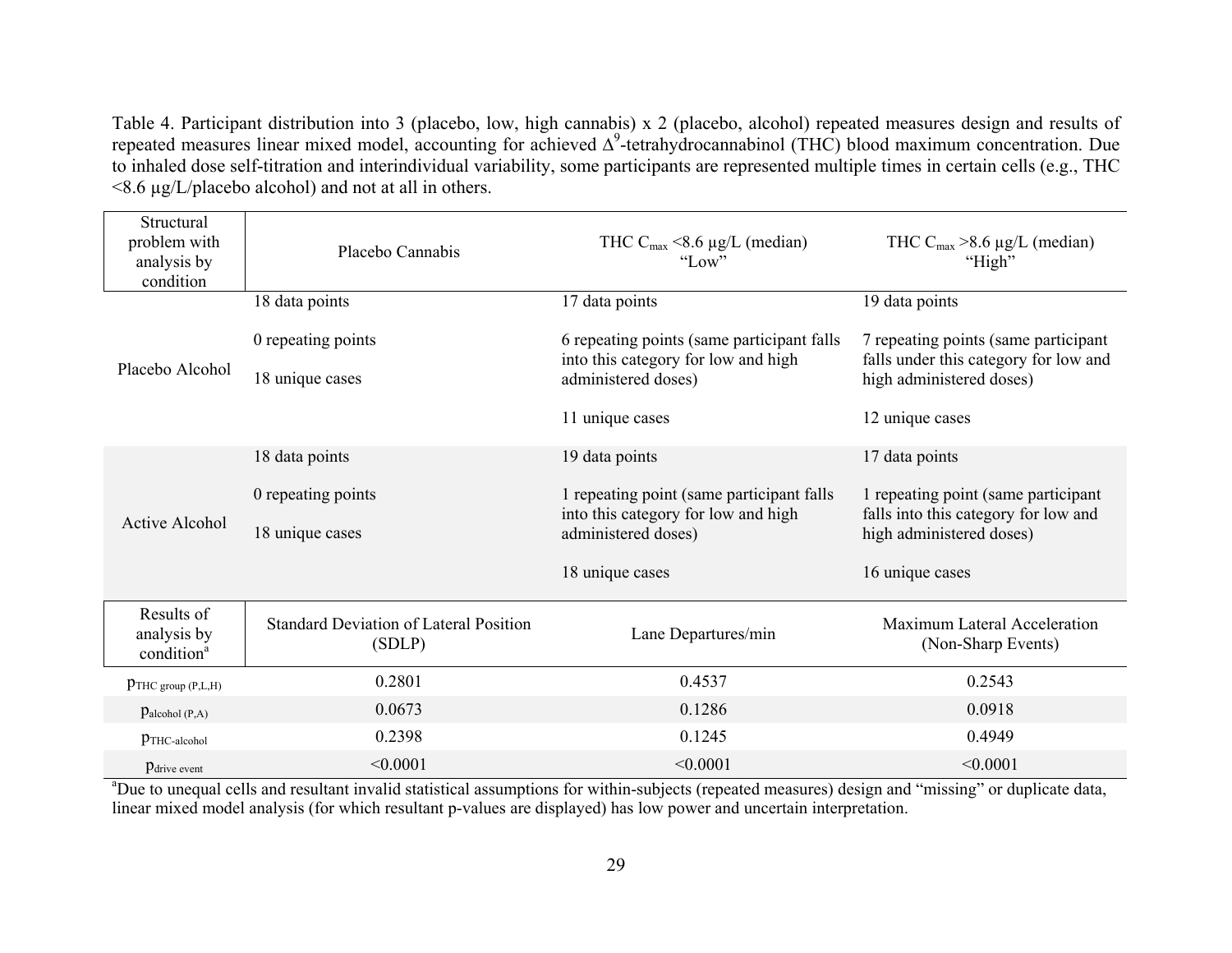Table 4. Participant distribution into 3 (placebo, low, high cannabis) x 2 (placebo, alcohol) repeated measures design and results of repeated measures linear mixed model, accounting for achieved $\Delta^9$-tetrahydrocannabinol (THC) blood maximum concentration. Due to inhaled dose self-titration and interindividual variability, some participants are represented multiple times in certain cells (e.g., THC <8.6 µg/L/placebo alcohol) and not at all in others.

| Structural problem with analysis by condition | Placebo Cannabis | THC $C_{max}$ <8.6 µg/L (median) "Low" | THC $C_{max}$ >8.6 µg/L (median) "High" |
|---|---|---|---|
| Placebo Alcohol | 18 data points<br><br>0 repeating points<br><br>18 unique cases | 17 data points<br><br>6 repeating points (same participant falls into this category for low and high administered doses)<br><br>11 unique cases | 19 data points<br><br>7 repeating points (same participant falls under this category for low and high administered doses)<br><br>12 unique cases |
| Active Alcohol | 18 data points<br><br>0 repeating points<br><br>18 unique cases | 19 data points<br><br>1 repeating point (same participant falls into this category for low and high administered doses)<br><br>18 unique cases | 17 data points<br><br>1 repeating point (same participant falls into this category for low and high administered doses)<br><br>16 unique cases |

| Results of analysis by condition[a] | Standard Deviation of Lateral Position (SDLP) | Lane Departures/min | Maximum Lateral Acceleration (Non-Sharp Events) |
|---|---|---|---|
| $p_{\text{THC group (P,L,H)}}$ | 0.2801 | 0.4537 | 0.2543 |
| $p_{\text{alcohol (P,A)}}$ | 0.0673 | 0.1286 | 0.0918 |
| $p_{\text{THC-alcohol}}$ | 0.2398 | 0.1245 | 0.4949 |
| $p_{\text{drive event}}$ | <0.0001 | <0.0001 | <0.0001 |

[a]Due to unequal cells and resultant invalid statistical assumptions for within-subjects (repeated measures) design and "missing" or duplicate data, linear mixed model analysis (for which resultant p-values are displayed) has low power and uncertain interpretation.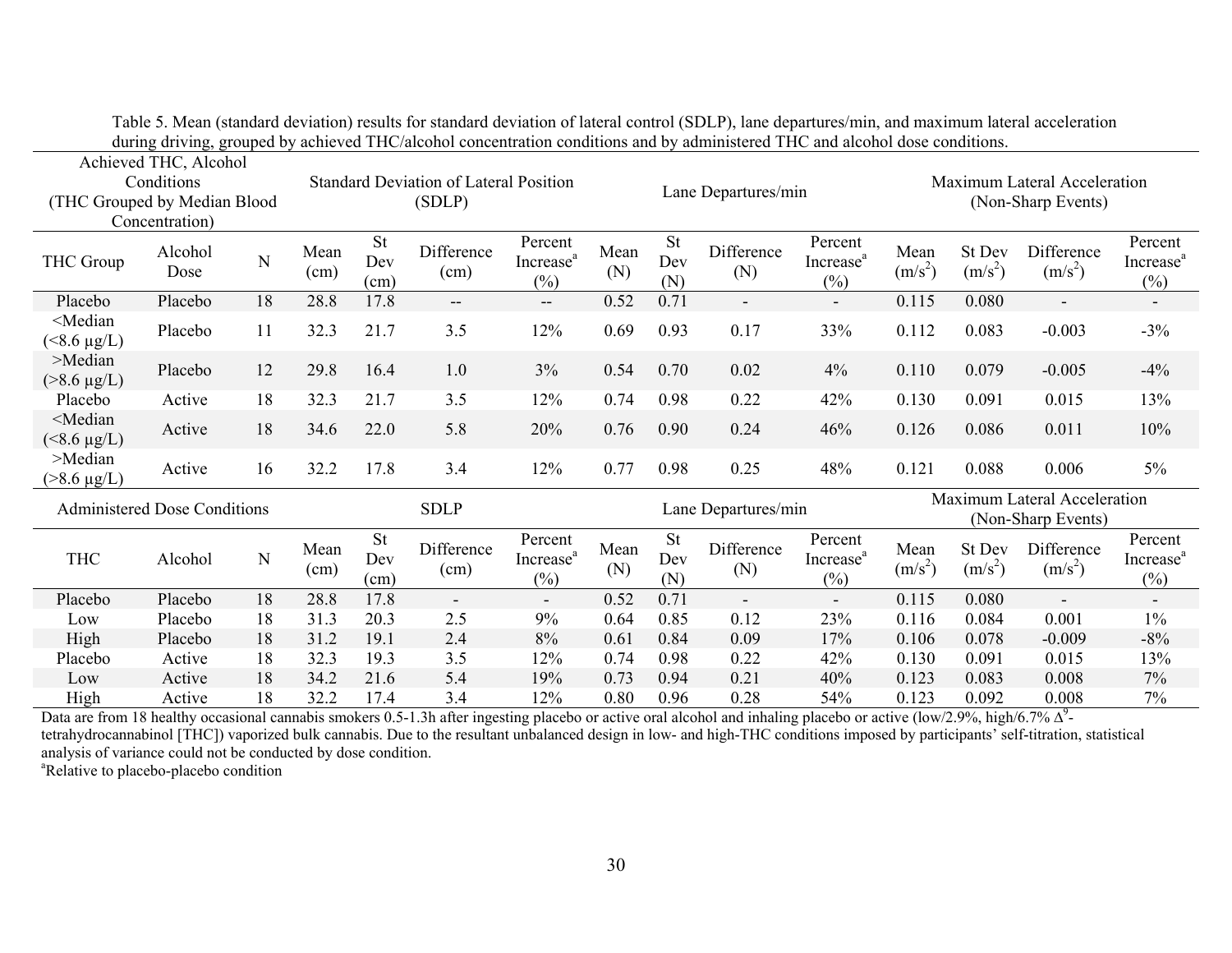Table 5. Mean (standard deviation) results for standard deviation of lateral control (SDLP), lane departures/min, and maximum lateral acceleration during driving, grouped by achieved THC/alcohol concentration conditions and by administered THC and alcohol dose conditions.

| Achieved THC, Alcohol Conditions (THC Grouped by Median Blood Concentration) | | | Standard Deviation of Lateral Position (SDLP) | | | | Lane Departures/min | | | | Maximum Lateral Acceleration (Non-Sharp Events) | | | |
|---|---|---|---|---|---|---|---|---|---|---|---|---|---|---|
| THC Group | Alcohol Dose | N | Mean (cm) | St Dev (cm) | Difference (cm) | Percent Increase[a] (%) | Mean (N) | St Dev (N) | Difference (N) | Percent Increase[a] (%) | Mean ($m/s^2$) | St Dev ($m/s^2$) | Difference ($m/s^2$) | Percent Increase[a] (%) |
| Placebo | Placebo | 18 | 28.8 | 17.8 | -- | -- | 0.52 | 0.71 | - | - | 0.115 | 0.080 | - | - |
| <Median (<8.6 µg/L) | Placebo | 11 | 32.3 | 21.7 | 3.5 | 12% | 0.69 | 0.93 | 0.17 | 33% | 0.112 | 0.083 | -0.003 | -3% |
| >Median (>8.6 µg/L) | Placebo | 12 | 29.8 | 16.4 | 1.0 | 3% | 0.54 | 0.70 | 0.02 | 4% | 0.110 | 0.079 | -0.005 | -4% |
| Placebo | Active | 18 | 32.3 | 21.7 | 3.5 | 12% | 0.74 | 0.98 | 0.22 | 42% | 0.130 | 0.091 | 0.015 | 13% |
| <Median (<8.6 µg/L) | Active | 18 | 34.6 | 22.0 | 5.8 | 20% | 0.76 | 0.90 | 0.24 | 46% | 0.126 | 0.086 | 0.011 | 10% |
| >Median (>8.6 µg/L) | Active | 16 | 32.2 | 17.8 | 3.4 | 12% | 0.77 | 0.98 | 0.25 | 48% | 0.121 | 0.088 | 0.006 | 5% |
| **Administered Dose Conditions** | | | **SDLP** | | | | **Lane Departures/min** | | | | **Maximum Lateral Acceleration (Non-Sharp Events)** | | | |
| **THC** | **Alcohol** | **N** | **Mean (cm)** | **St Dev (cm)** | **Difference (cm)** | **Percent Increase[a] (%)** | **Mean (N)** | **St Dev (N)** | **Difference (N)** | **Percent Increase[a] (%)** | **Mean ($m/s^2$)** | **St Dev ($m/s^2$)** | **Difference ($m/s^2$)** | **Percent Increase[a] (%)** |
| Placebo | Placebo | 18 | 28.8 | 17.8 | - | - | 0.52 | 0.71 | - | - | 0.115 | 0.080 | - | - |
| Low | Placebo | 18 | 31.3 | 20.3 | 2.5 | 9% | 0.64 | 0.85 | 0.12 | 23% | 0.116 | 0.084 | 0.001 | 1% |
| High | Placebo | 18 | 31.2 | 19.1 | 2.4 | 8% | 0.61 | 0.84 | 0.09 | 17% | 0.106 | 0.078 | -0.009 | -8% |
| Placebo | Active | 18 | 32.3 | 19.3 | 3.5 | 12% | 0.74 | 0.98 | 0.22 | 42% | 0.130 | 0.091 | 0.015 | 13% |
| Low | Active | 18 | 34.2 | 21.6 | 5.4 | 19% | 0.73 | 0.94 | 0.21 | 40% | 0.123 | 0.083 | 0.008 | 7% |
| High | Active | 18 | 32.2 | 17.4 | 3.4 | 12% | 0.80 | 0.96 | 0.28 | 54% | 0.123 | 0.092 | 0.008 | 7% |

Data are from 18 healthy occasional cannabis smokers 0.5-1.3h after ingesting placebo or active oral alcohol and inhaling placebo or active (low/2.9%, high/6.7% $\Delta^9$-tetrahydrocannabinol [THC]) vaporized bulk cannabis. Due to the resultant unbalanced design in low- and high-THC conditions imposed by participants' self-titration, statistical analysis of variance could not be conducted by dose condition.

[a]Relative to placebo-placebo condition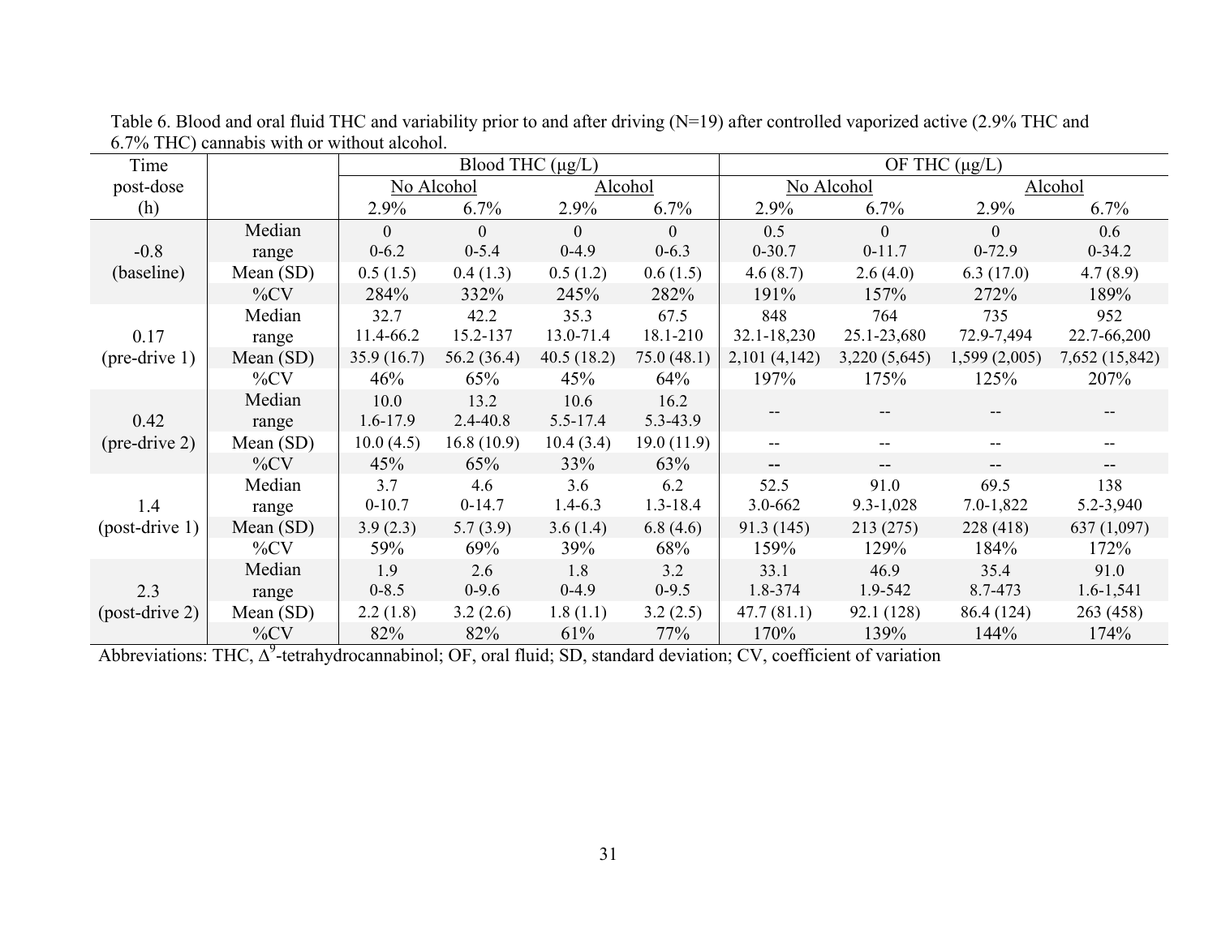Table 6. Blood and oral fluid THC and variability prior to and after driving (N=19) after controlled vaporized active (2.9% THC and 6.7% THC) cannabis with or without alcohol.

| Time post-dose (h) | | Blood THC (μg/L) | | | | OF THC (μg/L) | | | |
|---|---|---|---|---|---|---|---|---|---|
| | | No Alcohol | | Alcohol | | No Alcohol | | Alcohol | |
| | | 2.9% | 6.7% | 2.9% | 6.7% | 2.9% | 6.7% | 2.9% | 6.7% |
| -0.8 (baseline) | Median | 0 | 0 | 0 | 0 | 0.5 | 0 | 0 | 0.6 |
| | range | 0-6.2 | 0-5.4 | 0-4.9 | 0-6.3 | 0-30.7 | 0-11.7 | 0-72.9 | 0-34.2 |
| | Mean (SD) | 0.5 (1.5) | 0.4 (1.3) | 0.5 (1.2) | 0.6 (1.5) | 4.6 (8.7) | 2.6 (4.0) | 6.3 (17.0) | 4.7 (8.9) |
| | %CV | 284% | 332% | 245% | 282% | 191% | 157% | 272% | 189% |
| 0.17 (pre-drive 1) | Median | 32.7 | 42.2 | 35.3 | 67.5 | 848 | 764 | 735 | 952 |
| | range | 11.4-66.2 | 15.2-137 | 13.0-71.4 | 18.1-210 | 32.1-18,230 | 25.1-23,680 | 72.9-7,494 | 22.7-66,200 |
| | Mean (SD) | 35.9 (16.7) | 56.2 (36.4) | 40.5 (18.2) | 75.0 (48.1) | 2,101 (4,142) | 3,220 (5,645) | 1,599 (2,005) | 7,652 (15,842) |
| | %CV | 46% | 65% | 45% | 64% | 197% | 175% | 125% | 207% |
| 0.42 (pre-drive 2) | Median | 10.0 | 13.2 | 10.6 | 16.2 | -- | -- | -- | -- |
| | range | 1.6-17.9 | 2.4-40.8 | 5.5-17.4 | 5.3-43.9 | | | | |
| | Mean (SD) | 10.0 (4.5) | 16.8 (10.9) | 10.4 (3.4) | 19.0 (11.9) | -- | -- | -- | -- |
| | %CV | 45% | 65% | 33% | 63% | -- | -- | -- | -- |
| 1.4 (post-drive 1) | Median | 3.7 | 4.6 | 3.6 | 6.2 | 52.5 | 91.0 | 69.5 | 138 |
| | range | 0-10.7 | 0-14.7 | 1.4-6.3 | 1.3-18.4 | 3.0-662 | 9.3-1,028 | 7.0-1,822 | 5.2-3,940 |
| | Mean (SD) | 3.9 (2.3) | 5.7 (3.9) | 3.6 (1.4) | 6.8 (4.6) | 91.3 (145) | 213 (275) | 228 (418) | 637 (1,097) |
| | %CV | 59% | 69% | 39% | 68% | 159% | 129% | 184% | 172% |
| 2.3 (post-drive 2) | Median | 1.9 | 2.6 | 1.8 | 3.2 | 33.1 | 46.9 | 35.4 | 91.0 |
| | range | 0-8.5 | 0-9.6 | 0-4.9 | 0-9.5 | 1.8-374 | 1.9-542 | 8.7-473 | 1.6-1,541 |
| | Mean (SD) | 2.2 (1.8) | 3.2 (2.6) | 1.8 (1.1) | 3.2 (2.5) | 47.7 (81.1) | 92.1 (128) | 86.4 (124) | 263 (458) |
| | %CV | 82% | 82% | 61% | 77% | 170% | 139% | 144% | 174% |

Abbreviations: THC, $\Delta^9$-tetrahydrocannabinol; OF, oral fluid; SD, standard deviation; CV, coefficient of variation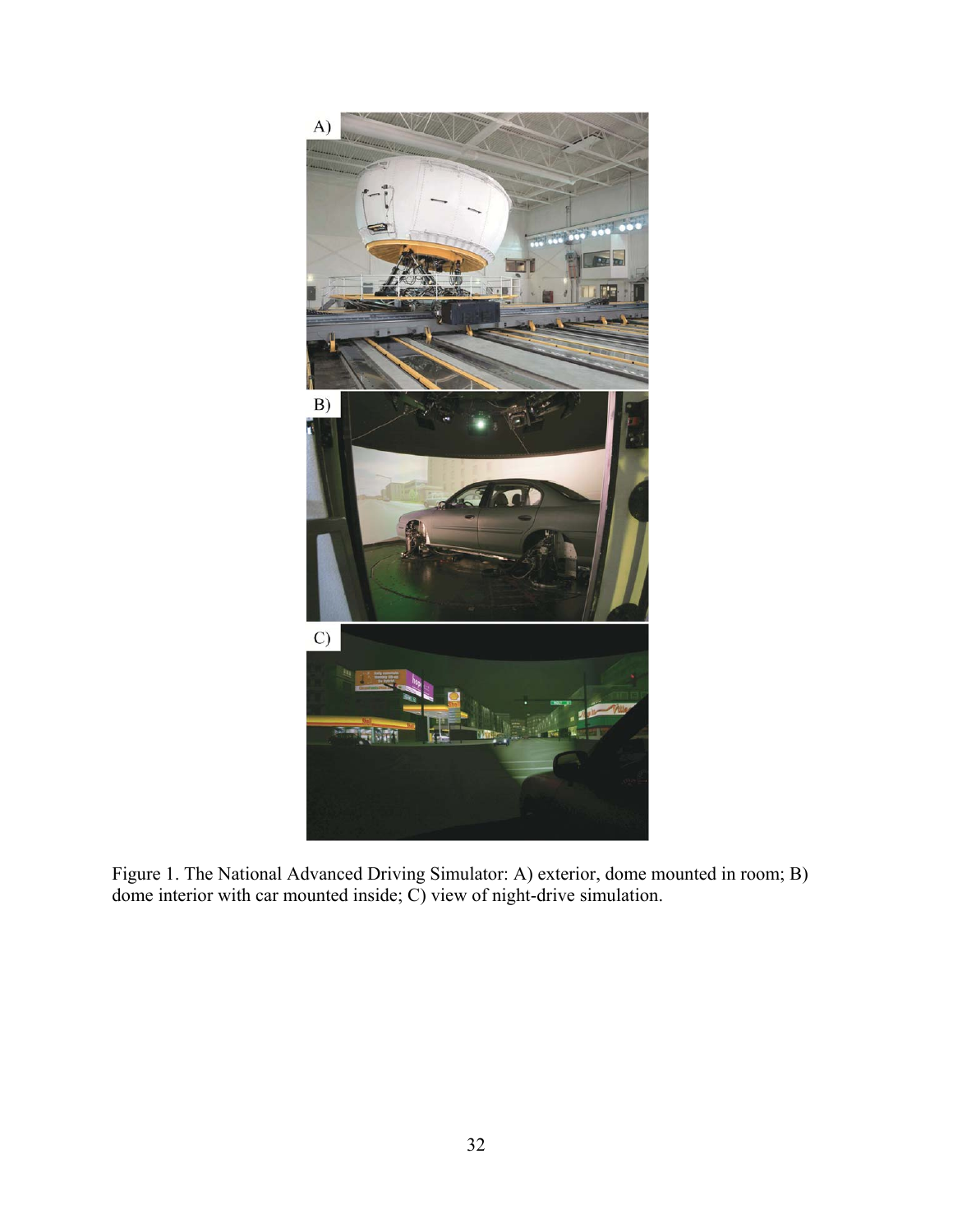Figure 1. The National Advanced Driving Simulator: A) exterior, dome mounted in room; B) dome interior with car mounted inside; C) view of night-drive simulation.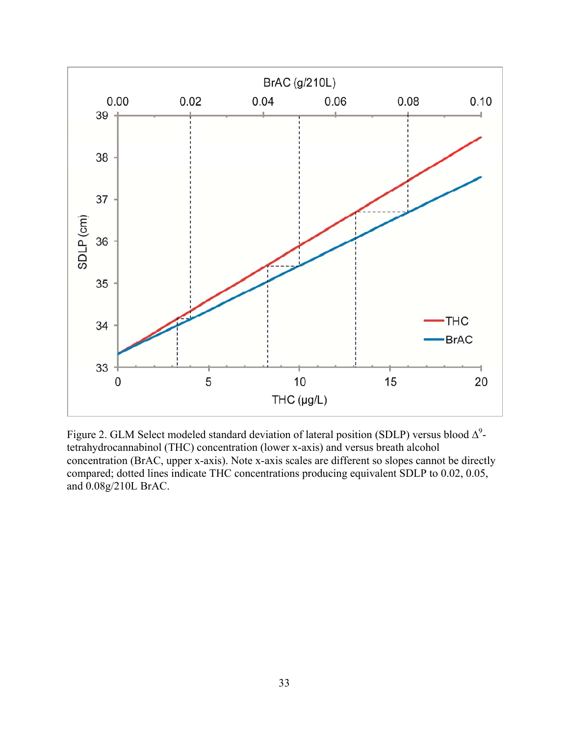Figure 2. GLM Select modeled standard deviation of lateral position (SDLP) versus blood $\Delta^9$-tetrahydrocannabinol (THC) concentration (lower x-axis) and versus breath alcohol concentration (BrAC, upper x-axis). Note x-axis scales are different so slopes cannot be directly compared; dotted lines indicate THC concentrations producing equivalent SDLP to 0.02, 0.05, and 0.08g/210L BrAC.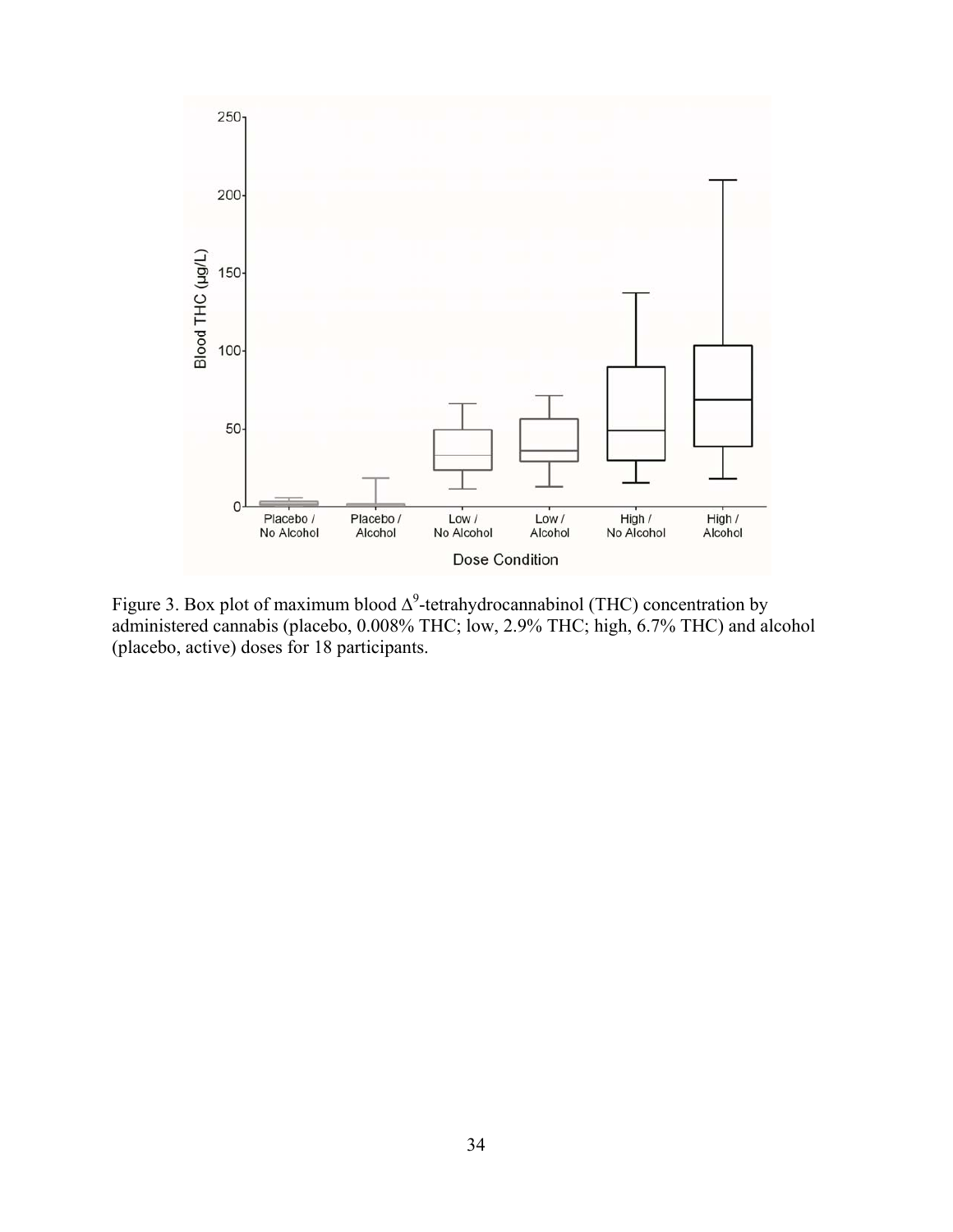Figure 3. Box plot of maximum blood $\Delta^9$-tetrahydrocannabinol (THC) concentration by administered cannabis (placebo, 0.008% THC; low, 2.9% THC; high, 6.7% THC) and alcohol (placebo, active) doses for 18 participants.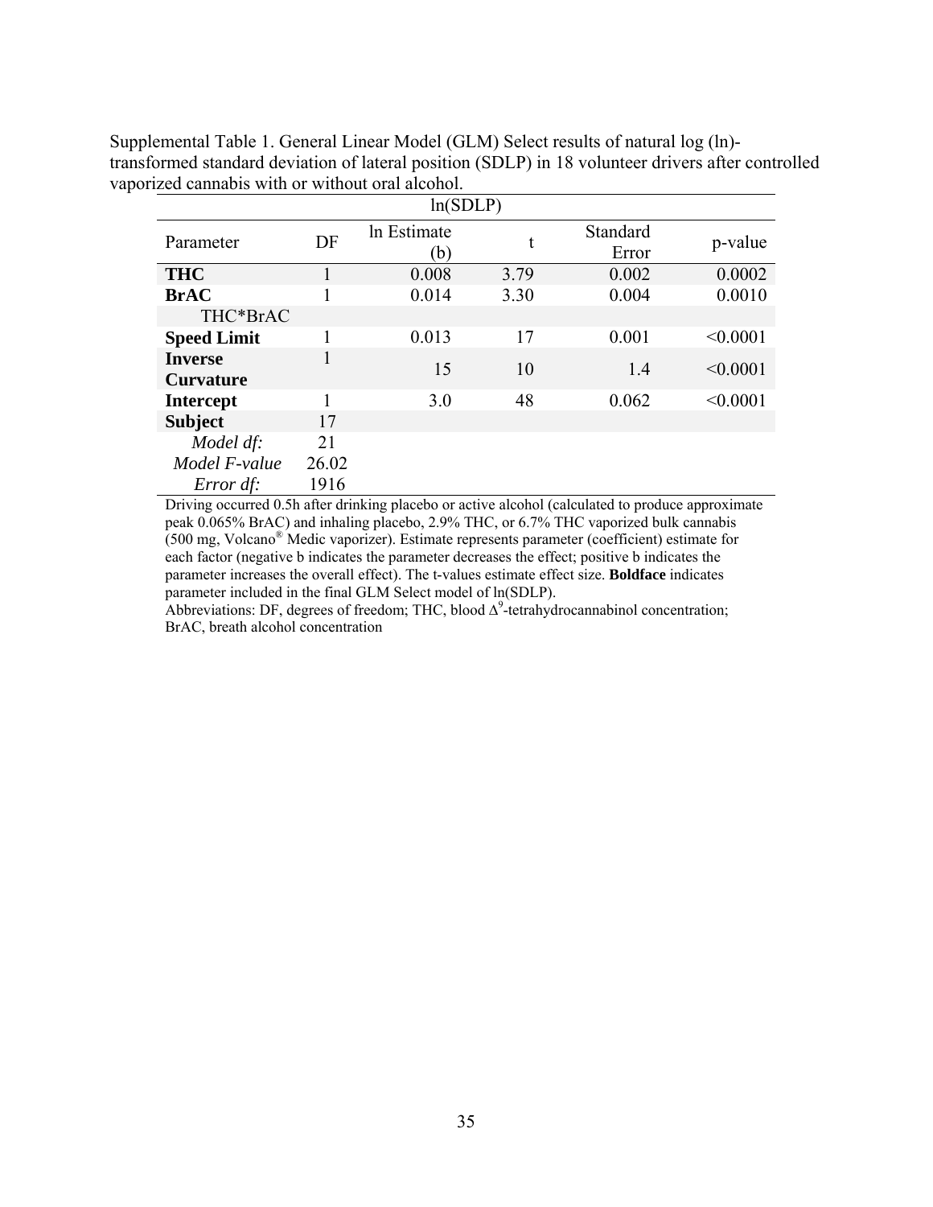Supplemental Table 1. General Linear Model (GLM) Select results of natural log (ln)-transformed standard deviation of lateral position (SDLP) in 18 volunteer drivers after controlled vaporized cannabis with or without oral alcohol.

| | | ln(SDLP) | | | |
|---|---|---|---|---|---|
| Parameter | DF | ln Estimate (b) | t | Standard Error | p-value |
| **THC** | 1 | 0.008 | 3.79 | 0.002 | 0.0002 |
| **BrAC** | 1 | 0.014 | 3.30 | 0.004 | 0.0010 |
| THC*BrAC | | | | | |
| **Speed Limit** | 1 | 0.013 | 17 | 0.001 | <0.0001 |
| **Inverse Curvature** | 1 | 15 | 10 | 1.4 | <0.0001 |
| **Intercept** | 1 | 3.0 | 48 | 0.062 | <0.0001 |
| **Subject** | 17 | | | | |
| *Model df:* | 21 | | | | |
| *Model F-value* | 26.02 | | | | |
| *Error df:* | 1916 | | | | |

Driving occurred 0.5h after drinking placebo or active alcohol (calculated to produce approximate peak 0.065% BrAC) and inhaling placebo, 2.9% THC, or 6.7% THC vaporized bulk cannabis (500 mg, Volcano® Medic vaporizer). Estimate represents parameter (coefficient) estimate for each factor (negative b indicates the parameter decreases the effect; positive b indicates the parameter increases the overall effect). The t-values estimate effect size. **Boldface** indicates parameter included in the final GLM Select model of ln(SDLP).

Abbreviations: DF, degrees of freedom; THC, blood $\Delta^9$-tetrahydrocannabinol concentration; BrAC, breath alcohol concentration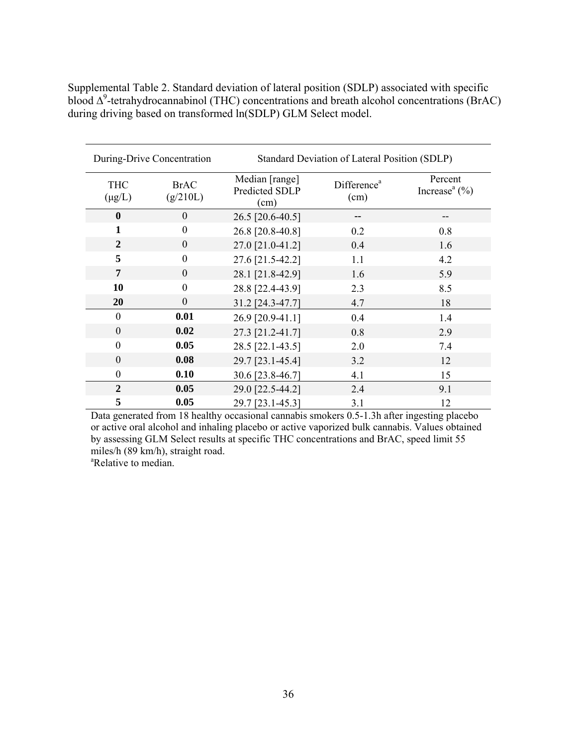Supplemental Table 2. Standard deviation of lateral position (SDLP) associated with specific blood $\Delta^9$-tetrahydrocannabinol (THC) concentrations and breath alcohol concentrations (BrAC) during driving based on transformed ln(SDLP) GLM Select model.

| During-Drive Concentration | | Standard Deviation of Lateral Position (SDLP) | | |
|---|---|---|---|---|
| THC (μg/L) | BrAC (g/210L) | Median [range] Predicted SDLP (cm) | Difference[a] (cm) | Percent Increase[a] (%) |
| **0** | 0 | 26.5 [20.6-40.5] | -- | -- |
| **1** | 0 | 26.8 [20.8-40.8] | 0.2 | 0.8 |
| **2** | 0 | 27.0 [21.0-41.2] | 0.4 | 1.6 |
| **5** | 0 | 27.6 [21.5-42.2] | 1.1 | 4.2 |
| **7** | 0 | 28.1 [21.8-42.9] | 1.6 | 5.9 |
| **10** | 0 | 28.8 [22.4-43.9] | 2.3 | 8.5 |
| **20** | 0 | 31.2 [24.3-47.7] | 4.7 | 18 |
| 0 | **0.01** | 26.9 [20.9-41.1] | 0.4 | 1.4 |
| 0 | **0.02** | 27.3 [21.2-41.7] | 0.8 | 2.9 |
| 0 | **0.05** | 28.5 [22.1-43.5] | 2.0 | 7.4 |
| 0 | **0.08** | 29.7 [23.1-45.4] | 3.2 | 12 |
| 0 | **0.10** | 30.6 [23.8-46.7] | 4.1 | 15 |
| **2** | **0.05** | 29.0 [22.5-44.2] | 2.4 | 9.1 |
| **5** | **0.05** | 29.7 [23.1-45.3] | 3.1 | 12 |

Data generated from 18 healthy occasional cannabis smokers 0.5-1.3h after ingesting placebo or active oral alcohol and inhaling placebo or active vaporized bulk cannabis. Values obtained by assessing GLM Select results at specific THC concentrations and BrAC, speed limit 55 miles/h (89 km/h), straight road.

[a]Relative to median.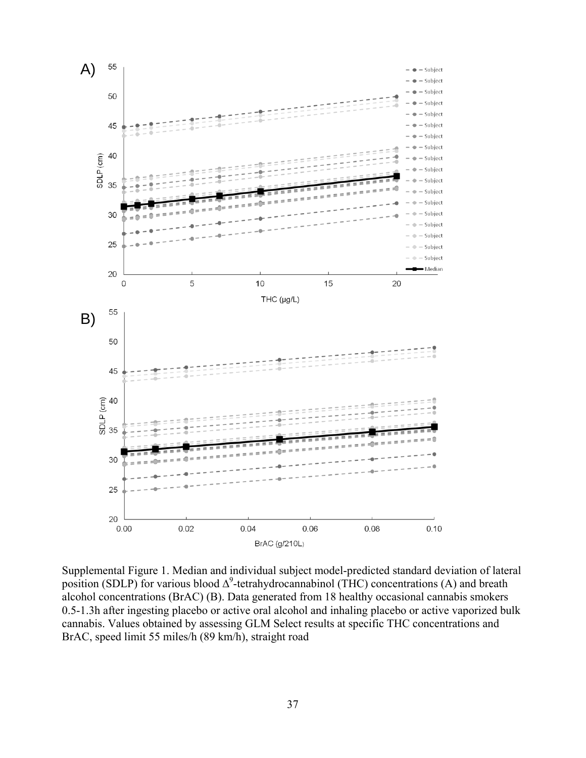A)

SDLP (cm)

55
50
45
40
35
30
25
20

0 5 10 15 20

THC (µg/L)

Subject
Subject
Subject
Subject
Subject
Subject
Subject
Subject
Subject
Subject
Subject
Subject
Subject
Subject
Subject
Subject
Subject
Subject
Median

B)

SDLP (cm)

55
50
45
40
35
30
25
20

0.00 0.02 0.04 0.06 0.08 0.10

BrAC (g/210L)

Supplemental Figure 1. Median and individual subject model-predicted standard deviation of lateral position (SDLP) for various blood $\Delta^9$-tetrahydrocannabinol (THC) concentrations (A) and breath alcohol concentrations (BrAC) (B). Data generated from 18 healthy occasional cannabis smokers 0.5-1.3h after ingesting placebo or active oral alcohol and inhaling placebo or active vaporized bulk cannabis. Values obtained by assessing GLM Select results at specific THC concentrations and BrAC, speed limit 55 miles/h (89 km/h), straight road